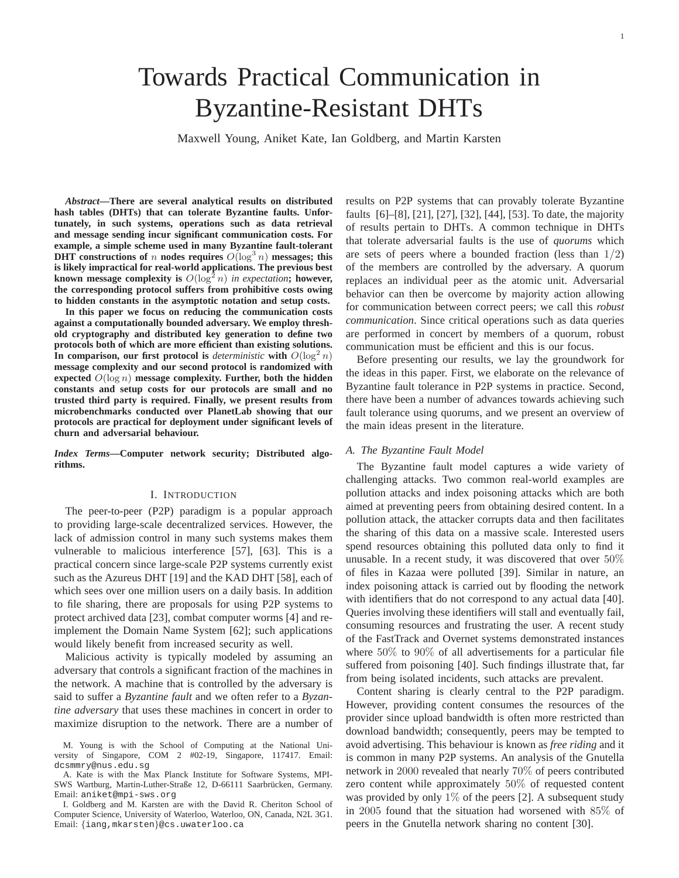# Towards Practical Communication in Byzantine-Resistant DHTs

Maxwell Young, Aniket Kate, Ian Goldberg, and Martin Karsten

***Abstract*—There are several analytical results on distributed hash tables (DHTs) that can tolerate Byzantine faults. Unfortunately, in such systems, operations such as data retrieval and message sending incur significant communication costs. For example, a simple scheme used in many Byzantine fault-tolerant DHT constructions of $n$ nodes requires $O(\log^3 n)$ messages; this is likely impractical for real-world applications. The previous best known message complexity is $O(\log^2 n)$ *in expectation*; however, the corresponding protocol suffers from prohibitive costs owing to hidden constants in the asymptotic notation and setup costs.**

**In this paper we focus on reducing the communication costs against a computationally bounded adversary. We employ threshold cryptography and distributed key generation to define two protocols both of which are more efficient than existing solutions. In comparison, our first protocol is *deterministic* with $O(\log^2 n)$ message complexity and our second protocol is randomized with expected $O(\log n)$ message complexity. Further, both the hidden constants and setup costs for our protocols are small and no trusted third party is required. Finally, we present results from microbenchmarks conducted over PlanetLab showing that our protocols are practical for deployment under significant levels of churn and adversarial behaviour.**

***Index Terms*—Computer network security; Distributed algorithms.**

## I. Introduction

The peer-to-peer (P2P) paradigm is a popular approach to providing large-scale decentralized services. However, the lack of admission control in many such systems makes them vulnerable to malicious interference [57], [63]. This is a practical concern since large-scale P2P systems currently exist such as the Azureus DHT [19] and the KAD DHT [58], each of which sees over one million users on a daily basis. In addition to file sharing, there are proposals for using P2P systems to protect archived data [23], combat computer worms [4] and re-implement the Domain Name System [62]; such applications would likely benefit from increased security as well.

Malicious activity is typically modeled by assuming an adversary that controls a significant fraction of the machines in the network. A machine that is controlled by the adversary is said to suffer a *Byzantine fault* and we often refer to a *Byzantine adversary* that uses these machines in concert in order to maximize disruption to the network. There are a number of results on P2P systems that can provably tolerate Byzantine faults [6]–[8], [21], [27], [32], [44], [53]. To date, the majority of results pertain to DHTs. A common technique in DHTs that tolerate adversarial faults is the use of *quorums* which are sets of peers where a bounded fraction (less than $1/2$) of the members are controlled by the adversary. A quorum replaces an individual peer as the atomic unit. Adversarial behavior can then be overcome by majority action allowing for communication between correct peers; we call this *robust communication*. Since critical operations such as data queries are performed in concert by members of a quorum, robust communication must be efficient and this is our focus.

Before presenting our results, we lay the groundwork for the ideas in this paper. First, we elaborate on the relevance of Byzantine fault tolerance in P2P systems in practice. Second, there have been a number of advances towards achieving such fault tolerance using quorums, and we present an overview of the main ideas present in the literature.

### A. The Byzantine Fault Model

The Byzantine fault model captures a wide variety of challenging attacks. Two common real-world examples are pollution attacks and index poisoning attacks which are both aimed at preventing peers from obtaining desired content. In a pollution attack, the attacker corrupts data and then facilitates the sharing of this data on a massive scale. Interested users spend resources obtaining this polluted data only to find it unusable. In a recent study, it was discovered that over $50\%$ of files in Kazaa were polluted [39]. Similar in nature, an index poisoning attack is carried out by flooding the network with identifiers that do not correspond to any actual data [40]. Queries involving these identifiers will stall and eventually fail, consuming resources and frustrating the user. A recent study of the FastTrack and Overnet systems demonstrated instances where $50\%$ to $90\%$ of all advertisements for a particular file suffered from poisoning [40]. Such findings illustrate that, far from being isolated incidents, such attacks are prevalent.

Content sharing is clearly central to the P2P paradigm. However, providing content consumes the resources of the provider since upload bandwidth is often more restricted than download bandwidth; consequently, peers may be tempted to avoid advertising. This behaviour is known as *free riding* and it is common in many P2P systems. An analysis of the Gnutella network in $2000$ revealed that nearly $70\%$ of peers contributed zero content while approximately $50\%$ of requested content was provided by only $1\%$ of the peers [2]. A subsequent study in $2005$ found that the situation had worsened with $85\%$ of peers in the Gnutella network sharing no content [30].

M. Young is with the School of Computing at the National University of Singapore, COM 2 #02-19, Singapore, 117417. Email: dcsmmry@nus.edu.sg

A. Kate is with the Max Planck Institute for Software Systems, MPI-SWS Wartburg, Martin-Luther-Straße 62, D-66111 Saarbrücken, Germany. Email: aniket@mpi-sws.org

I. Goldberg and M. Karsten are with the David R. Cheriton School of Computer Science, University of Waterloo, Waterloo, ON, Canada, N2L 3G1. Email: {iang,mkarsten}@cs.uwaterloo.ca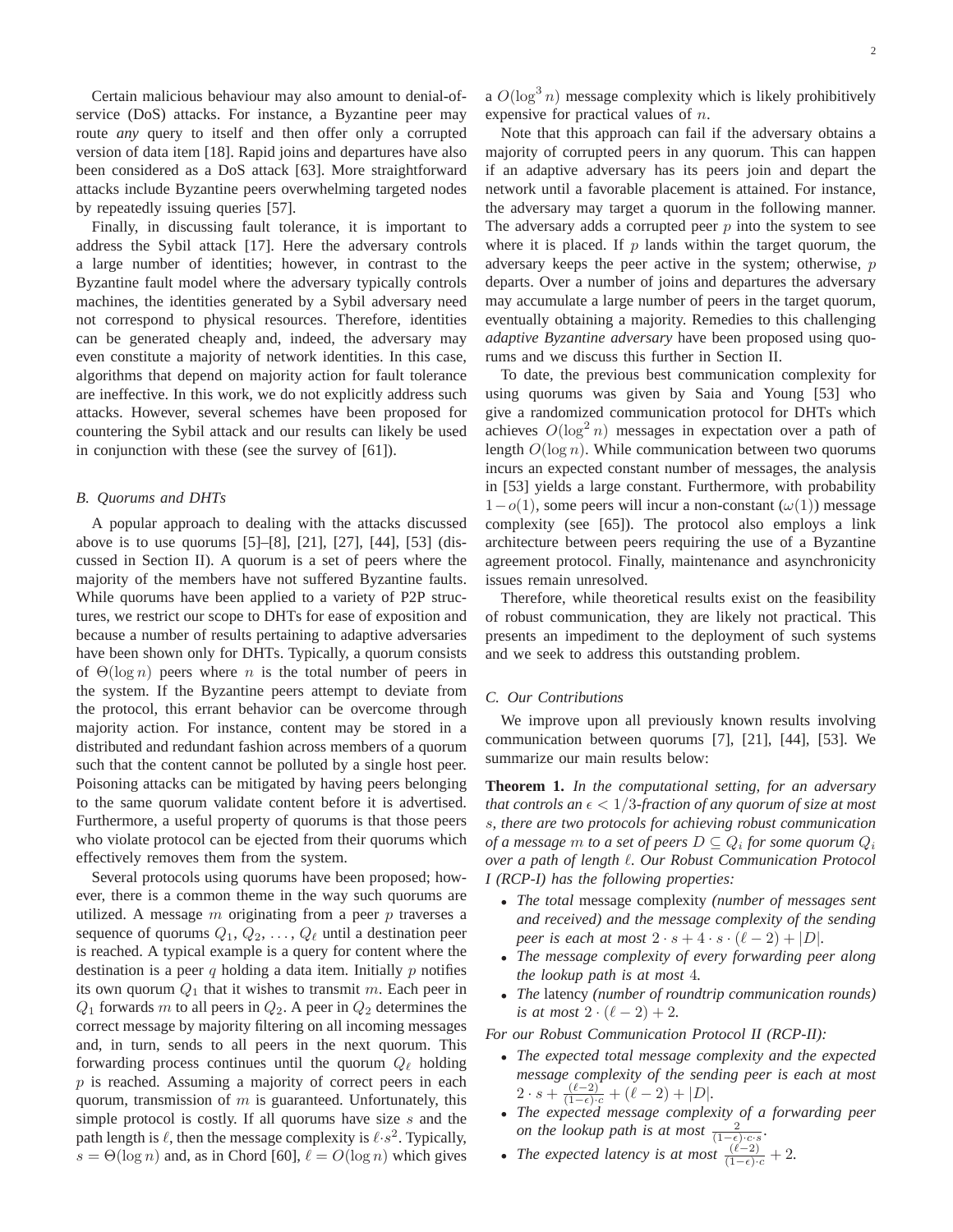Certain malicious behaviour may also amount to denial-of-service (DoS) attacks. For instance, a Byzantine peer may route *any* query to itself and then offer only a corrupted version of data item [18]. Rapid joins and departures have also been considered as a DoS attack [63]. More straightforward attacks include Byzantine peers overwhelming targeted nodes by repeatedly issuing queries [57].

Finally, in discussing fault tolerance, it is important to address the Sybil attack [17]. Here the adversary controls a large number of identities; however, in contrast to the Byzantine fault model where the adversary typically controls machines, the identities generated by a Sybil adversary need not correspond to physical resources. Therefore, identities can be generated cheaply and, indeed, the adversary may even constitute a majority of network identities. In this case, algorithms that depend on majority action for fault tolerance are ineffective. In this work, we do not explicitly address such attacks. However, several schemes have been proposed for countering the Sybil attack and our results can likely be used in conjunction with these (see the survey of [61]).

### B. Quorums and DHTs

A popular approach to dealing with the attacks discussed above is to use quorums [5]–[8], [21], [27], [44], [53] (discussed in Section II). A quorum is a set of peers where the majority of the members have not suffered Byzantine faults. While quorums have been applied to a variety of P2P structures, we restrict our scope to DHTs for ease of exposition and because a number of results pertaining to adaptive adversaries have been shown only for DHTs. Typically, a quorum consists of $\Theta(\log n)$ peers where $n$ is the total number of peers in the system. If the Byzantine peers attempt to deviate from the protocol, this errant behavior can be overcome through majority action. For instance, content may be stored in a distributed and redundant fashion across members of a quorum such that the content cannot be polluted by a single host peer. Poisoning attacks can be mitigated by having peers belonging to the same quorum validate content before it is advertised. Furthermore, a useful property of quorums is that those peers who violate protocol can be ejected from their quorums which effectively removes them from the system.

Several protocols using quorums have been proposed; however, there is a common theme in the way such quorums are utilized. A message $m$ originating from a peer $p$ traverses a sequence of quorums $Q_1, Q_2, \ldots, Q_\ell$ until a destination peer is reached. A typical example is a query for content where the destination is a peer $q$ holding a data item. Initially $p$ notifies its own quorum $Q_1$ that it wishes to transmit $m$. Each peer in $Q_1$ forwards $m$ to all peers in $Q_2$. A peer in $Q_2$ determines the correct message by majority filtering on all incoming messages and, in turn, sends to all peers in the next quorum. This forwarding process continues until the quorum $Q_\ell$ holding $p$ is reached. Assuming a majority of correct peers in each quorum, transmission of $m$ is guaranteed. Unfortunately, this simple protocol is costly. If all quorums have size $s$ and the path length is $\ell$, then the message complexity is $\ell{\cdot}s^2$. Typically, $s = \Theta(\log n)$ and, as in Chord [60], $\ell = O(\log n)$ which gives a $O(\log^3 n)$ message complexity which is likely prohibitively expensive for practical values of $n$.

Note that this approach can fail if the adversary obtains a majority of corrupted peers in any quorum. This can happen if an adaptive adversary has its peers join and depart the network until a favorable placement is attained. For instance, the adversary may target a quorum in the following manner. The adversary adds a corrupted peer $p$ into the system to see where it is placed. If $p$ lands within the target quorum, the adversary keeps the peer active in the system; otherwise, $p$ departs. Over a number of joins and departures the adversary may accumulate a large number of peers in the target quorum, eventually obtaining a majority. Remedies to this challenging *adaptive Byzantine adversary* have been proposed using quorums and we discuss this further in Section II.

To date, the previous best communication complexity for using quorums was given by Saia and Young [53] who give a randomized communication protocol for DHTs which achieves $O(\log^2 n)$ messages in expectation over a path of length $O(\log n)$. While communication between two quorums incurs an expected constant number of messages, the analysis in [53] yields a large constant. Furthermore, with probability $1-o(1)$, some peers will incur a non-constant ($\omega(1)$) message complexity (see [65]). The protocol also employs a link architecture between peers requiring the use of a Byzantine agreement protocol. Finally, maintenance and asynchronicity issues remain unresolved.

Therefore, while theoretical results exist on the feasibility of robust communication, they are likely not practical. This presents an impediment to the deployment of such systems and we seek to address this outstanding problem.

### C. Our Contributions

We improve upon all previously known results involving communication between quorums [7], [21], [44], [53]. We summarize our main results below:

**Theorem 1.** *In the computational setting, for an adversary that controls an $\epsilon < 1/3$-fraction of any quorum of size at most $s$, there are two protocols for achieving robust communication of a message $m$ to a set of peers $D \subseteq Q_i$ for some quorum $Q_i$ over a path of length $\ell$. Our Robust Communication Protocol I (RCP-I) has the following properties:*

- *The total* message complexity *(number of messages sent and received) and the message complexity of the sending peer is each at most $2 \cdot s + 4 \cdot s \cdot (\ell - 2) + |D|$.*
- *The message complexity of every forwarding peer along the lookup path is at most 4.*
- *The* latency *(number of roundtrip communication rounds) is at most $2 \cdot (\ell - 2) + 2$.*

*For our Robust Communication Protocol II (RCP-II):*

- *The expected total message complexity and the expected message complexity of the sending peer is each at most $2 \cdot s + \frac{(\ell-2)}{(1-\epsilon)\cdot c} + (\ell - 2) + |D|$.*
- *The expected message complexity of a forwarding peer on the lookup path is at most $\frac{2}{(1-\epsilon)\cdot c \cdot s}$.*
- *The expected latency is at most $\frac{(\ell-2)}{(1-\epsilon)\cdot c} + 2$.*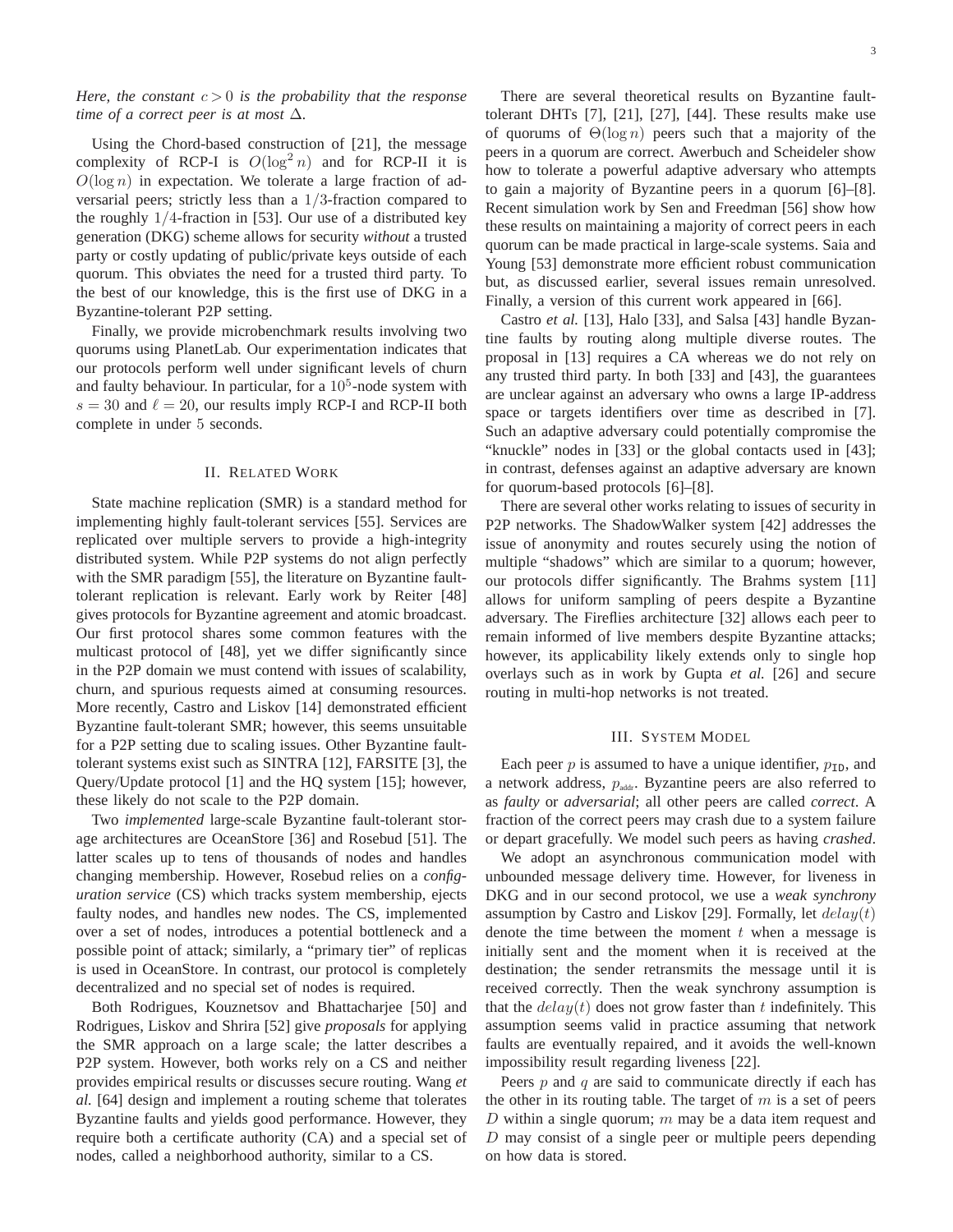*Here, the constant $c > 0$ is the probability that the response time of a correct peer is at most $\Delta$.*

Using the Chord-based construction of [21], the message complexity of RCP-I is $O(\log^2 n)$ and for RCP-II it is $O(\log n)$ in expectation. We tolerate a large fraction of adversarial peers; strictly less than a $1/3$-fraction compared to the roughly $1/4$-fraction in [53]. Our use of a distributed key generation (DKG) scheme allows for security *without* a trusted party or costly updating of public/private keys outside of each quorum. This obviates the need for a trusted third party. To the best of our knowledge, this is the first use of DKG in a Byzantine-tolerant P2P setting.

Finally, we provide microbenchmark results involving two quorums using PlanetLab. Our experimentation indicates that our protocols perform well under significant levels of churn and faulty behaviour. In particular, for a $10^5$-node system with $s = 30$ and $\ell = 20$, our results imply RCP-I and RCP-II both complete in under 5 seconds.

## II. Related Work

State machine replication (SMR) is a standard method for implementing highly fault-tolerant services [55]. Services are replicated over multiple servers to provide a high-integrity distributed system. While P2P systems do not align perfectly with the SMR paradigm [55], the literature on Byzantine fault-tolerant replication is relevant. Early work by Reiter [48] gives protocols for Byzantine agreement and atomic broadcast. Our first protocol shares some common features with the multicast protocol of [48], yet we differ significantly since in the P2P domain we must contend with issues of scalability, churn, and spurious requests aimed at consuming resources. More recently, Castro and Liskov [14] demonstrated efficient Byzantine fault-tolerant SMR; however, this seems unsuitable for a P2P setting due to scaling issues. Other Byzantine fault-tolerant systems exist such as SINTRA [12], FARSITE [3], the Query/Update protocol [1] and the HQ system [15]; however, these likely do not scale to the P2P domain.

Two *implemented* large-scale Byzantine fault-tolerant storage architectures are OceanStore [36] and Rosebud [51]. The latter scales up to tens of thousands of nodes and handles changing membership. However, Rosebud relies on a *configuration service* (CS) which tracks system membership, ejects faulty nodes, and handles new nodes. The CS, implemented over a set of nodes, introduces a potential bottleneck and a possible point of attack; similarly, a "primary tier" of replicas is used in OceanStore. In contrast, our protocol is completely decentralized and no special set of nodes is required.

Both Rodrigues, Kouznetsov and Bhattacharjee [50] and Rodrigues, Liskov and Shrira [52] give *proposals* for applying the SMR approach on a large scale; the latter describes a P2P system. However, both works rely on a CS and neither provides empirical results or discusses secure routing. Wang *et al.* [64] design and implement a routing scheme that tolerates Byzantine faults and yields good performance. However, they require both a certificate authority (CA) and a special set of nodes, called a neighborhood authority, similar to a CS.

There are several theoretical results on Byzantine fault-tolerant DHTs [7], [21], [27], [44]. These results make use of quorums of $\Theta(\log n)$ peers such that a majority of the peers in a quorum are correct. Awerbuch and Scheideler show how to tolerate a powerful adaptive adversary who attempts to gain a majority of Byzantine peers in a quorum [6]–[8]. Recent simulation work by Sen and Freedman [56] show how these results on maintaining a majority of correct peers in each quorum can be made practical in large-scale systems. Saia and Young [53] demonstrate more efficient robust communication but, as discussed earlier, several issues remain unresolved. Finally, a version of this current work appeared in [66].

Castro *et al.* [13], Halo [33], and Salsa [43] handle Byzantine faults by routing along multiple diverse routes. The proposal in [13] requires a CA whereas we do not rely on any trusted third party. In both [33] and [43], the guarantees are unclear against an adversary who owns a large IP-address space or targets identifiers over time as described in [7]. Such an adaptive adversary could potentially compromise the "knuckle" nodes in [33] or the global contacts used in [43]; in contrast, defenses against an adaptive adversary are known for quorum-based protocols [6]–[8].

There are several other works relating to issues of security in P2P networks. The ShadowWalker system [42] addresses the issue of anonymity and routes securely using the notion of multiple "shadows" which are similar to a quorum; however, our protocols differ significantly. The Brahms system [11] allows for uniform sampling of peers despite a Byzantine adversary. The Fireflies architecture [32] allows each peer to remain informed of live members despite Byzantine attacks; however, its applicability likely extends only to single hop overlays such as in work by Gupta *et al.* [26] and secure routing in multi-hop networks is not treated.

## III. System Model

Each peer $p$ is assumed to have a unique identifier, $p_{\texttt{ID}}$, and a network address, $p_{\text{addr}}$. Byzantine peers are also referred to as *faulty* or *adversarial*; all other peers are called *correct*. A fraction of the correct peers may crash due to a system failure or depart gracefully. We model such peers as having *crashed*.

We adopt an asynchronous communication model with unbounded message delivery time. However, for liveness in DKG and in our second protocol, we use a *weak synchrony* assumption by Castro and Liskov [29]. Formally, let $delay(t)$ denote the time between the moment $t$ when a message is initially sent and the moment when it is received at the destination; the sender retransmits the message until it is received correctly. Then the weak synchrony assumption is that the $delay(t)$ does not grow faster than $t$ indefinitely. This assumption seems valid in practice assuming that network faults are eventually repaired, and it avoids the well-known impossibility result regarding liveness [22].

Peers $p$ and $q$ are said to communicate directly if each has the other in its routing table. The target of $m$ is a set of peers $D$ within a single quorum; $m$ may be a data item request and $D$ may consist of a single peer or multiple peers depending on how data is stored.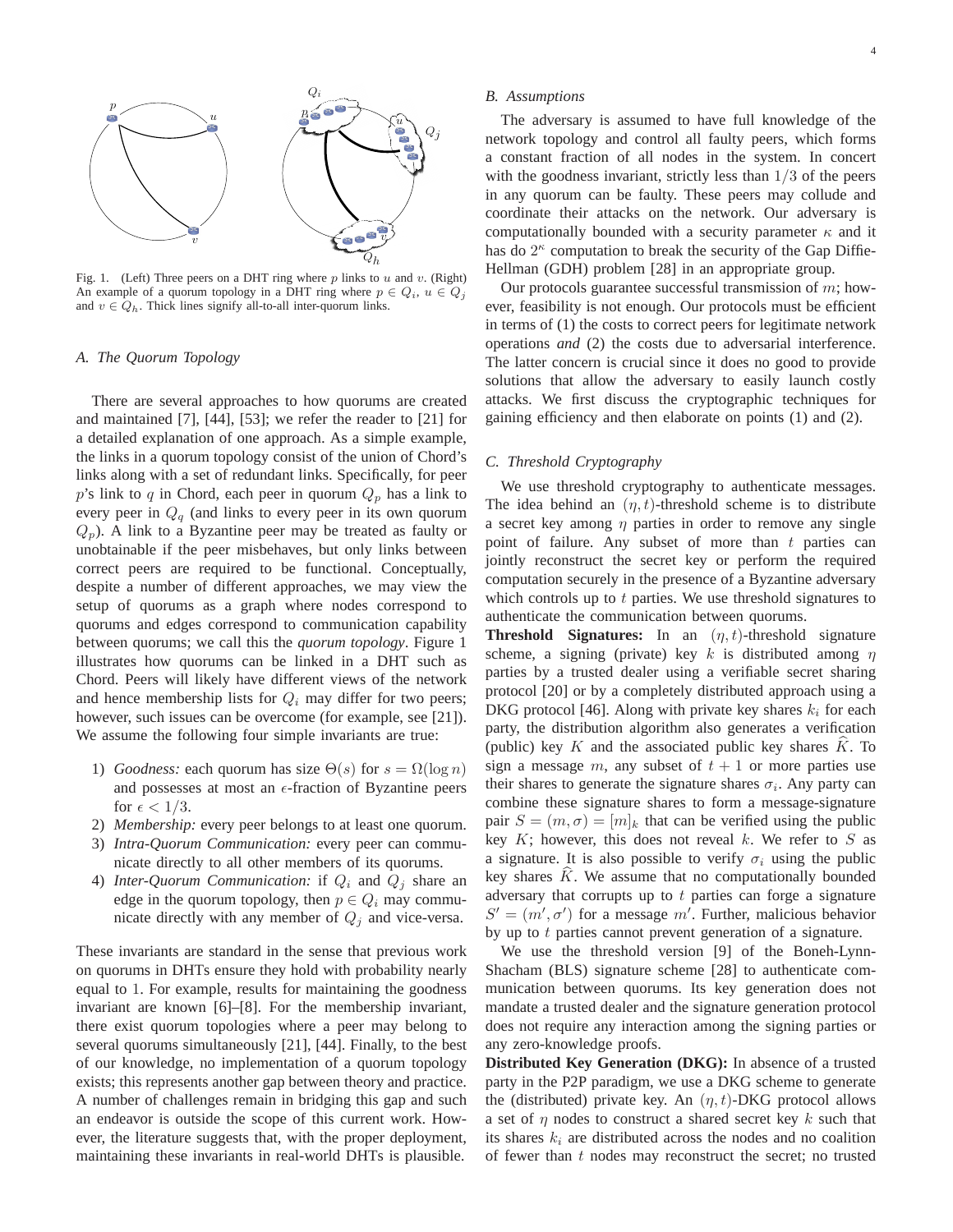Fig. 1. (Left) Three peers on a DHT ring where $p$ links to $u$ and $v$. (Right) An example of a quorum topology in a DHT ring where $p \in Q_i$, $u \in Q_j$ and $v \in Q_h$. Thick lines signify all-to-all inter-quorum links.

### A. The Quorum Topology

There are several approaches to how quorums are created and maintained [7], [44], [53]; we refer the reader to [21] for a detailed explanation of one approach. As a simple example, the links in a quorum topology consist of the union of Chord's links along with a set of redundant links. Specifically, for peer $p$'s link to $q$ in Chord, each peer in quorum $Q_p$ has a link to every peer in $Q_q$ (and links to every peer in its own quorum $Q_p$). A link to a Byzantine peer may be treated as faulty or unobtainable if the peer misbehaves, but only links between correct peers are required to be functional. Conceptually, despite a number of different approaches, we may view the setup of quorums as a graph where nodes correspond to quorums and edges correspond to communication capability between quorums; we call this the *quorum topology*. Figure 1 illustrates how quorums can be linked in a DHT such as Chord. Peers will likely have different views of the network and hence membership lists for $Q_i$ may differ for two peers; however, such issues can be overcome (for example, see [21]). We assume the following four simple invariants are true:

1) *Goodness:* each quorum has size $\Theta(s)$ for $s = \Omega(\log n)$ and possesses at most an $\epsilon$-fraction of Byzantine peers for $\epsilon < 1/3$.
2) *Membership:* every peer belongs to at least one quorum.
3) *Intra-Quorum Communication:* every peer can communicate directly to all other members of its quorums.
4) *Inter-Quorum Communication:* if $Q_i$ and $Q_j$ share an edge in the quorum topology, then $p \in Q_i$ may communicate directly with any member of $Q_j$ and vice-versa.

These invariants are standard in the sense that previous work on quorums in DHTs ensure they hold with probability nearly equal to 1. For example, results for maintaining the goodness invariant are known [6]–[8]. For the membership invariant, there exist quorum topologies where a peer may belong to several quorums simultaneously [21], [44]. Finally, to the best of our knowledge, no implementation of a quorum topology exists; this represents another gap between theory and practice. A number of challenges remain in bridging this gap and such an endeavor is outside the scope of this current work. However, the literature suggests that, with the proper deployment, maintaining these invariants in real-world DHTs is plausible.

### B. Assumptions

The adversary is assumed to have full knowledge of the network topology and control all faulty peers, which forms a constant fraction of all nodes in the system. In concert with the goodness invariant, strictly less than $1/3$ of the peers in any quorum can be faulty. These peers may collude and coordinate their attacks on the network. Our adversary is computationally bounded with a security parameter $\kappa$ and it has do $2^{\kappa}$ computation to break the security of the Gap Diffie-Hellman (GDH) problem [28] in an appropriate group.

Our protocols guarantee successful transmission of $m$; however, feasibility is not enough. Our protocols must be efficient in terms of (1) the costs to correct peers for legitimate network operations *and* (2) the costs due to adversarial interference. The latter concern is crucial since it does no good to provide solutions that allow the adversary to easily launch costly attacks. We first discuss the cryptographic techniques for gaining efficiency and then elaborate on points (1) and (2).

### C. Threshold Cryptography

We use threshold cryptography to authenticate messages. The idea behind an $(\eta, t)$-threshold scheme is to distribute a secret key among $\eta$ parties in order to remove any single point of failure. Any subset of more than $t$ parties can jointly reconstruct the secret key or perform the required computation securely in the presence of a Byzantine adversary which controls up to $t$ parties. We use threshold signatures to authenticate the communication between quorums.

**Threshold Signatures:** In an $(\eta, t)$-threshold signature scheme, a signing (private) key $k$ is distributed among $\eta$ parties by a trusted dealer using a verifiable secret sharing protocol [20] or by a completely distributed approach using a DKG protocol [46]. Along with private key shares $k_i$ for each party, the distribution algorithm also generates a verification (public) key $K$ and the associated public key shares $\widehat{K}$. To sign a message $m$, any subset of $t+1$ or more parties use their shares to generate the signature shares $\sigma_i$. Any party can combine these signature shares to form a message-signature pair $S = (m, \sigma) = [m]_k$ that can be verified using the public key $K$; however, this does not reveal $k$. We refer to $S$ as a signature. It is also possible to verify $\sigma_i$ using the public key shares $\widehat{K}$. We assume that no computationally bounded adversary that corrupts up to $t$ parties can forge a signature $S' = (m', \sigma')$ for a message $m'$. Further, malicious behavior by up to $t$ parties cannot prevent generation of a signature.

We use the threshold version [9] of the Boneh-Lynn-Shacham (BLS) signature scheme [28] to authenticate communication between quorums. Its key generation does not mandate a trusted dealer and the signature generation protocol does not require any interaction among the signing parties or any zero-knowledge proofs.

**Distributed Key Generation (DKG):** In absence of a trusted party in the P2P paradigm, we use a DKG scheme to generate the (distributed) private key. An $(\eta, t)$-DKG protocol allows a set of $\eta$ nodes to construct a shared secret key $k$ such that its shares $k_i$ are distributed across the nodes and no coalition of fewer than $t$ nodes may reconstruct the secret; no trusted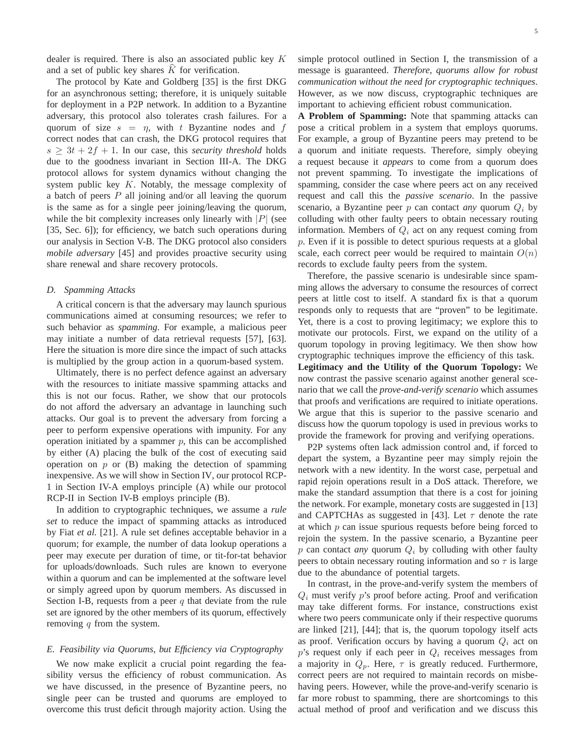dealer is required. There is also an associated public key $K$ and a set of public key shares $\widehat{K}$ for verification.

The protocol by Kate and Goldberg [35] is the first DKG for an asynchronous setting; therefore, it is uniquely suitable for deployment in a P2P network. In addition to a Byzantine adversary, this protocol also tolerates crash failures. For a quorum of size $s = \eta$, with $t$ Byzantine nodes and $f$ correct nodes that can crash, the DKG protocol requires that $s \geq 3t + 2f + 1$. In our case, this *security threshold* holds due to the goodness invariant in Section III-A. The DKG protocol allows for system dynamics without changing the system public key $K$. Notably, the message complexity of a batch of peers $P$ all joining and/or all leaving the quorum is the same as for a single peer joining/leaving the quorum, while the bit complexity increases only linearly with $|P|$ (see [35, Sec. 6]); for efficiency, we batch such operations during our analysis in Section V-B. The DKG protocol also considers *mobile adversary* [45] and provides proactive security using share renewal and share recovery protocols.

### D. Spamming Attacks

A critical concern is that the adversary may launch spurious communications aimed at consuming resources; we refer to such behavior as *spamming*. For example, a malicious peer may initiate a number of data retrieval requests [57], [63]. Here the situation is more dire since the impact of such attacks is multiplied by the group action in a quorum-based system.

Ultimately, there is no perfect defence against an adversary with the resources to initiate massive spamming attacks and this is not our focus. Rather, we show that our protocols do not afford the adversary an advantage in launching such attacks. Our goal is to prevent the adversary from forcing a peer to perform expensive operations with impunity. For any operation initiated by a spammer $p$, this can be accomplished by either (A) placing the bulk of the cost of executing said operation on $p$ or (B) making the detection of spamming inexpensive. As we will show in Section IV, our protocol RCP-1 in Section IV-A employs principle (A) while our protocol RCP-II in Section IV-B employs principle (B).

In addition to cryptographic techniques, we assume a *rule set* to reduce the impact of spamming attacks as introduced by Fiat *et al.* [21]. A rule set defines acceptable behavior in a quorum; for example, the number of data lookup operations a peer may execute per duration of time, or tit-for-tat behavior for uploads/downloads. Such rules are known to everyone within a quorum and can be implemented at the software level or simply agreed upon by quorum members. As discussed in Section I-B, requests from a peer $q$ that deviate from the rule set are ignored by the other members of its quorum, effectively removing $q$ from the system.

### E. Feasibility via Quorums, but Efficiency via Cryptography

We now make explicit a crucial point regarding the feasibility versus the efficiency of robust communication. As we have discussed, in the presence of Byzantine peers, no single peer can be trusted and quorums are employed to overcome this trust deficit through majority action. Using the simple protocol outlined in Section I, the transmission of a message is guaranteed. *Therefore, quorums allow for robust communication without the need for cryptographic techniques*. However, as we now discuss, cryptographic techniques are important to achieving efficient robust communication.

**A Problem of Spamming:** Note that spamming attacks can pose a critical problem in a system that employs quorums. For example, a group of Byzantine peers may pretend to be a quorum and initiate requests. Therefore, simply obeying a request because it *appears* to come from a quorum does not prevent spamming. To investigate the implications of spamming, consider the case where peers act on any received request and call this the *passive scenario*. In the passive scenario, a Byzantine peer $p$ can contact *any* quorum $Q_i$ by colluding with other faulty peers to obtain necessary routing information. Members of $Q_i$ act on any request coming from $p$. Even if it is possible to detect spurious requests at a global scale, each correct peer would be required to maintain $O(n)$ records to exclude faulty peers from the system.

Therefore, the passive scenario is undesirable since spamming allows the adversary to consume the resources of correct peers at little cost to itself. A standard fix is that a quorum responds only to requests that are "proven" to be legitimate. Yet, there is a cost to proving legitimacy; we explore this to motivate our protocols. First, we expand on the utility of a quorum topology in proving legitimacy. We then show how cryptographic techniques improve the efficiency of this task.

**Legitimacy and the Utility of the Quorum Topology:** We now contrast the passive scenario against another general scenario that we call the *prove-and-verify scenario* which assumes that proofs and verifications are required to initiate operations. We argue that this is superior to the passive scenario and discuss how the quorum topology is used in previous works to provide the framework for proving and verifying operations.

P2P systems often lack admission control and, if forced to depart the system, a Byzantine peer may simply rejoin the network with a new identity. In the worst case, perpetual and rapid rejoin operations result in a DoS attack. Therefore, we make the standard assumption that there is a cost for joining the network. For example, monetary costs are suggested in [13] and CAPTCHAs as suggested in [43]. Let $\tau$ denote the rate at which $p$ can issue spurious requests before being forced to rejoin the system. In the passive scenario, a Byzantine peer $p$ can contact *any* quorum $Q_i$ by colluding with other faulty peers to obtain necessary routing information and so $\tau$ is large due to the abundance of potential targets.

In contrast, in the prove-and-verify system the members of $Q_i$ must verify $p$'s proof before acting. Proof and verification may take different forms. For instance, constructions exist where two peers communicate only if their respective quorums are linked [21], [44]; that is, the quorum topology itself acts as proof. Verification occurs by having a quorum $Q_i$ act on $p$'s request only if each peer in $Q_i$ receives messages from a majority in $Q_p$. Here, $\tau$ is greatly reduced. Furthermore, correct peers are not required to maintain records on misbehaving peers. However, while the prove-and-verify scenario is far more robust to spamming, there are shortcomings to this actual method of proof and verification and we discuss this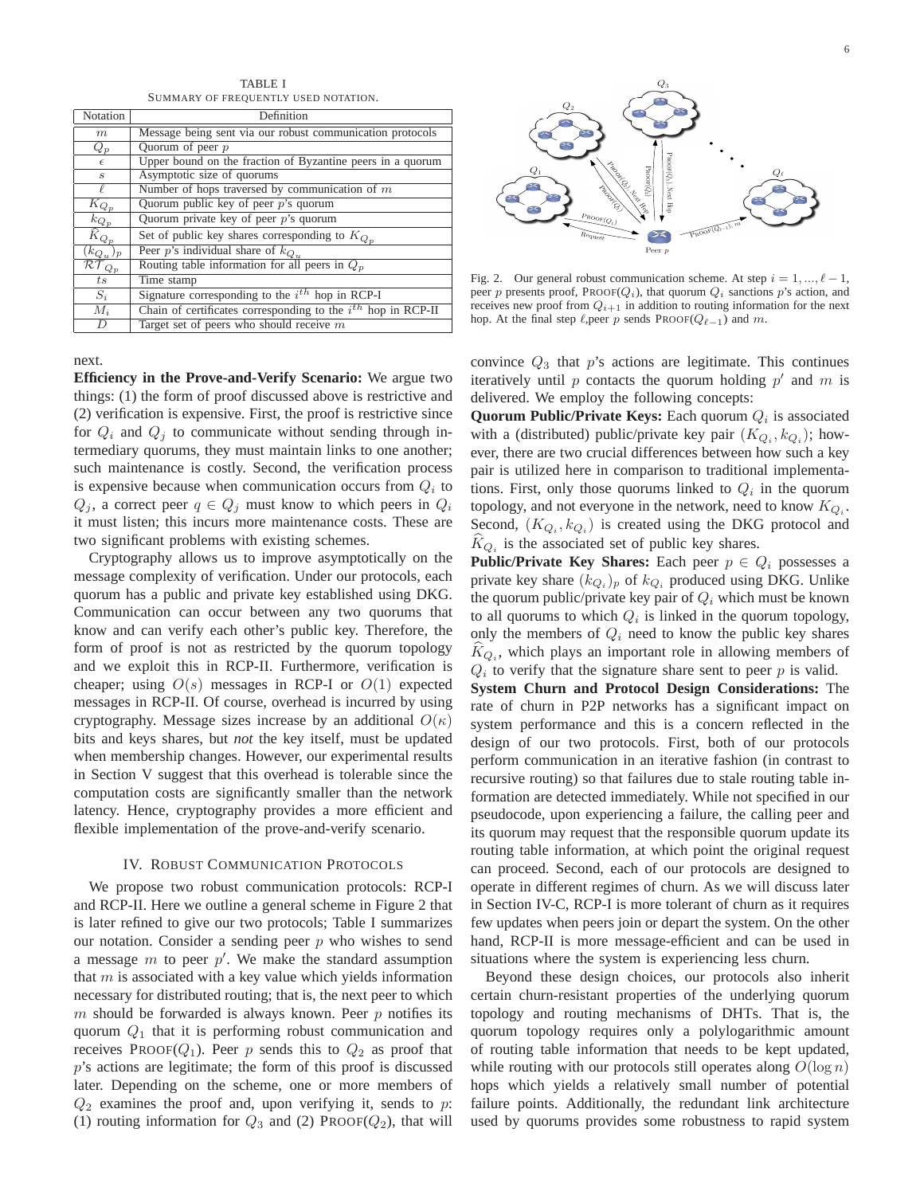TABLE I
SUMMARY OF FREQUENTLY USED NOTATION.

| Notation | Definition |
|---|---|
| $m$ | Message being sent via our robust communication protocols |
| $Q_p$ | Quorum of peer $p$ |
| $\epsilon$ | Upper bound on the fraction of Byzantine peers in a quorum |
| $s$ | Asymptotic size of quorums |
| $\ell$ | Number of hops traversed by communication of $m$ |
| $K_{Q_p}$ | Quorum public key of peer $p$'s quorum |
| $k_{Q_p}$ | Quorum private key of peer $p$'s quorum |
| $\widehat{K}_{Q_p}$ | Set of public key shares corresponding to $K_{Q_p}$ |
| $(k_{Q_u})_p$ | Peer $p$'s individual share of $k_{Q_u}$ |
| $\mathcal{RT}_{Q_p}$ | Routing table information for all peers in $Q_p$ |
| $ts$ | Time stamp |
| $S_i$ | Signature corresponding to the $i^{th}$ hop in RCP-I |
| $M_i$ | Chain of certificates corresponding to the $i^{th}$ hop in RCP-II |
| $D$ | Target set of peers who should receive $m$ |

next.

**Efficiency in the Prove-and-Verify Scenario:** We argue two things: (1) the form of proof discussed above is restrictive and (2) verification is expensive. First, the proof is restrictive since for $Q_i$ and $Q_j$ to communicate without sending through intermediary quorums, they must maintain links to one another; such maintenance is costly. Second, the verification process is expensive because when communication occurs from $Q_i$ to $Q_j$, a correct peer $q \in Q_j$ must know to which peers in $Q_i$ it must listen; this incurs more maintenance costs. These are two significant problems with existing schemes.

Cryptography allows us to improve asymptotically on the message complexity of verification. Under our protocols, each quorum has a public and private key established using DKG. Communication can occur between any two quorums that know and can verify each other's public key. Therefore, the form of proof is not as restricted by the quorum topology and we exploit this in RCP-II. Furthermore, verification is cheaper; using $O(s)$ messages in RCP-I or $O(1)$ expected messages in RCP-II. Of course, overhead is incurred by using cryptography. Message sizes increase by an additional $O(\kappa)$ bits and keys shares, but *not* the key itself, must be updated when membership changes. However, our experimental results in Section V suggest that this overhead is tolerable since the computation costs are significantly smaller than the network latency. Hence, cryptography provides a more efficient and flexible implementation of the prove-and-verify scenario.

## IV. Robust Communication Protocols

We propose two robust communication protocols: RCP-I and RCP-II. Here we outline a general scheme in Figure 2 that is later refined to give our two protocols; Table I summarizes our notation. Consider a sending peer $p$ who wishes to send a message $m$ to peer $p'$. We make the standard assumption that $m$ is associated with a key value which yields information necessary for distributed routing; that is, the next peer to which $m$ should be forwarded is always known. Peer $p$ notifies its quorum $Q_1$ that it is performing robust communication and receives PROOF($Q_1$). Peer $p$ sends this to $Q_2$ as proof that $p$'s actions are legitimate; the form of this proof is discussed later. Depending on the scheme, one or more members of $Q_2$ examines the proof and, upon verifying it, sends to $p$: (1) routing information for $Q_3$ and (2) PROOF($Q_2$), that will convince $Q_3$ that $p$'s actions are legitimate. This continues iteratively until $p$ contacts the quorum holding $p'$ and $m$ is delivered. We employ the following concepts:

Fig. 2. Our general robust communication scheme. At step $i = 1, ..., \ell - 1$, peer $p$ presents proof, PROOF($Q_i$), that quorum $Q_i$ sanctions $p$'s action, and receives new proof from $Q_{i+1}$ in addition to routing information for the next hop. At the final step $\ell$, peer $p$ sends PROOF($Q_{\ell-1}$) and $m$.

**Quorum Public/Private Keys:** Each quorum $Q_i$ is associated with a (distributed) public/private key pair $(K_{Q_i}, k_{Q_i})$; however, there are two crucial differences between how such a key pair is utilized here in comparison to traditional implementations. First, only those quorums linked to $Q_i$ in the quorum topology, and not everyone in the network, need to know $K_{Q_i}$. Second, $(K_{Q_i}, k_{Q_i})$ is created using the DKG protocol and $\widehat{K}_{Q_i}$ is the associated set of public key shares.

**Public/Private Key Shares:** Each peer $p \in Q_i$ possesses a private key share $(k_{Q_i})_p$ of $k_{Q_i}$ produced using DKG. Unlike the quorum public/private key pair of $Q_i$ which must be known to all quorums to which $Q_i$ is linked in the quorum topology, only the members of $Q_i$ need to know the public key shares $\widehat{K}_{Q_i}$, which plays an important role in allowing members of $Q_i$ to verify that the signature share sent to peer $p$ is valid.

**System Churn and Protocol Design Considerations:** The rate of churn in P2P networks has a significant impact on system performance and this is a concern reflected in the design of our two protocols. First, both of our protocols perform communication in an iterative fashion (in contrast to recursive routing) so that failures due to stale routing table information are detected immediately. While not specified in our pseudocode, upon experiencing a failure, the calling peer and its quorum may request that the responsible quorum update its routing table information, at which point the original request can proceed. Second, each of our protocols are designed to operate in different regimes of churn. As we will discuss later in Section IV-C, RCP-I is more tolerant of churn as it requires few updates when peers join or depart the system. On the other hand, RCP-II is more message-efficient and can be used in situations where the system is experiencing less churn.

Beyond these design choices, our protocols also inherit certain churn-resistant properties of the underlying quorum topology and routing mechanisms of DHTs. That is, the quorum topology requires only a polylogarithmic amount of routing table information that needs to be kept updated, while routing with our protocols still operates along $O(\log n)$ hops which yields a relatively small number of potential failure points. Additionally, the redundant link architecture used by quorums provides some robustness to rapid system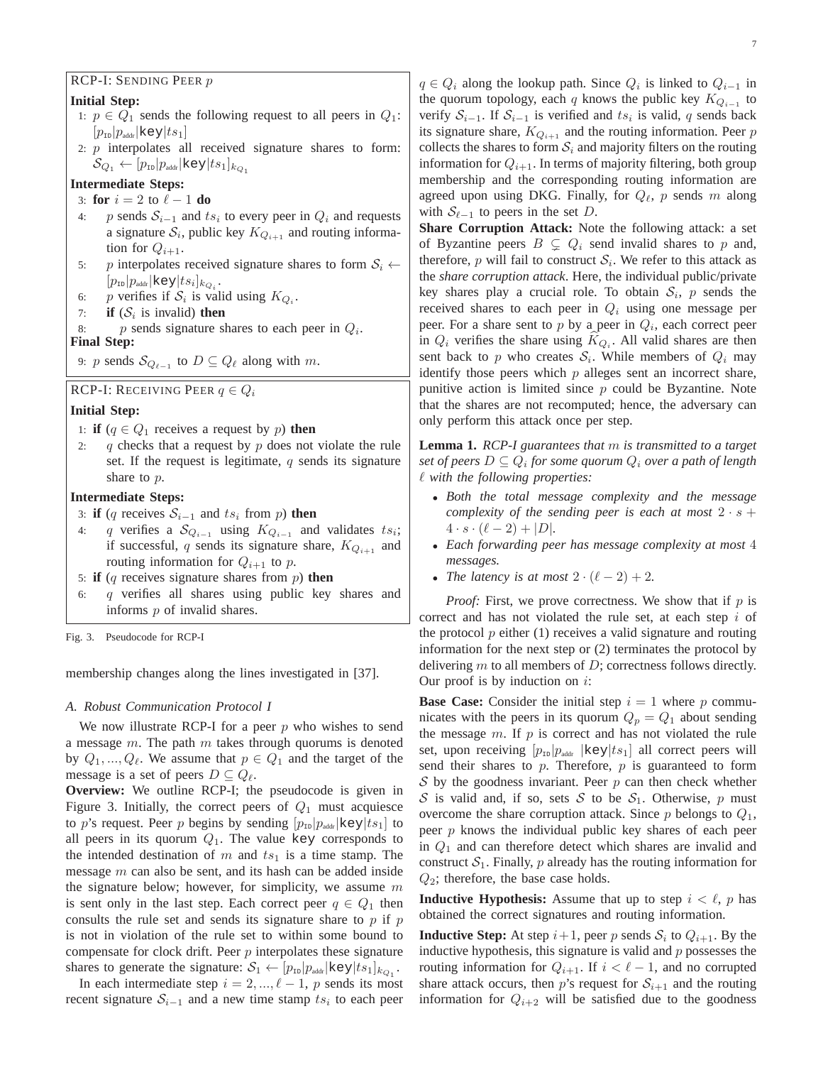RCP-I: Sending Peer $p$

**Initial Step:**

1: $p \in Q_1$ sends the following request to all peers in $Q_1$: $[p_{\text{ID}}|p_{\text{addr}}|\texttt{key}|ts_1]$

2: $p$ interpolates all received signature shares to form: $\mathcal{S}_{Q_1} \leftarrow [p_{\text{ID}}|p_{\text{addr}}|\texttt{key}|ts_1]_{k_{Q_1}}$

**Intermediate Steps:**

3: **for** $i = 2$ to $\ell - 1$ **do**

4: $p$ sends $\mathcal{S}_{i-1}$ and $ts_i$ to every peer in $Q_i$ and requests a signature $\mathcal{S}_i$, public key $K_{Q_{i+1}}$ and routing information for $Q_{i+1}$.

5: $p$ interpolates received signature shares to form $\mathcal{S}_i \leftarrow [p_{\text{ID}}|p_{\text{addr}}|\texttt{key}|ts_i]_{k_{Q_i}}$.

6: $p$ verifies if $\mathcal{S}_i$ is valid using $K_{Q_i}$.

7: **if** ($\mathcal{S}_i$ is invalid) **then**

8: $p$ sends signature shares to each peer in $Q_i$.

**Final Step:**

9: $p$ sends $\mathcal{S}_{Q_{\ell-1}}$ to $D \subseteq Q_\ell$ along with $m$.

RCP-I: Receiving Peer $q \in Q_i$

**Initial Step:**

1: **if** ($q \in Q_1$ receives a request by $p$) **then**

2: $q$ checks that a request by $p$ does not violate the rule set. If the request is legitimate, $q$ sends its signature share to $p$.

**Intermediate Steps:**

3: **if** ($q$ receives $\mathcal{S}_{i-1}$ and $ts_i$ from $p$) **then**

4: $q$ verifies a $\mathcal{S}_{Q_{i-1}}$ using $K_{Q_{i-1}}$ and validates $ts_i$; if successful, $q$ sends its signature share, $K_{Q_{i+1}}$ and routing information for $Q_{i+1}$ to $p$.

5: **if** ($q$ receives signature shares from $p$) **then**

6: $q$ verifies all shares using public key shares and informs $p$ of invalid shares.

Fig. 3. Pseudocode for RCP-I

membership changes along the lines investigated in [37].

### A. Robust Communication Protocol I

We now illustrate RCP-I for a peer $p$ who wishes to send a message $m$. The path $m$ takes through quorums is denoted by $Q_1, ..., Q_\ell$. We assume that $p \in Q_1$ and the target of the message is a set of peers $D \subseteq Q_\ell$.

**Overview:** We outline RCP-I; the pseudocode is given in Figure 3. Initially, the correct peers of $Q_1$ must acquiesce to $p$'s request. Peer $p$ begins by sending $[p_{\text{ID}}|p_{\text{addr}}|\texttt{key}|ts_1]$ to all peers in its quorum $Q_1$. The value key corresponds to the intended destination of $m$ and $ts_1$ is a time stamp. The message $m$ can also be sent, and its hash can be added inside the signature below; however, for simplicity, we assume $m$ is sent only in the last step. Each correct peer $q \in Q_1$ then consults the rule set and sends its signature share to $p$ if $p$ is not in violation of the rule set to within some bound to compensate for clock drift. Peer $p$ interpolates these signature shares to generate the signature: $\mathcal{S}_1 \leftarrow [p_{\text{ID}}|p_{\text{addr}}|\texttt{key}|ts_1]_{k_{Q_1}}$.

In each intermediate step $i = 2, ..., \ell - 1$, $p$ sends its most recent signature $\mathcal{S}_{i-1}$ and a new time stamp $ts_i$ to each peer $q \in Q_i$ along the lookup path. Since $Q_i$ is linked to $Q_{i-1}$ in the quorum topology, each $q$ knows the public key $K_{Q_{i-1}}$ to verify $\mathcal{S}_{i-1}$. If $\mathcal{S}_{i-1}$ is verified and $ts_i$ is valid, $q$ sends back its signature share, $K_{Q_{i+1}}$ and the routing information. Peer $p$ collects the shares to form $\mathcal{S}_i$ and majority filters on the routing information for $Q_{i+1}$. In terms of majority filtering, both group membership and the corresponding routing information are agreed upon using DKG. Finally, for $Q_\ell$, $p$ sends $m$ along with $\mathcal{S}_{\ell-1}$ to peers in the set $D$.

**Share Corruption Attack:** Note the following attack: a set of Byzantine peers $B \subsetneq Q_i$ send invalid shares to $p$ and, therefore, $p$ will fail to construct $\mathcal{S}_i$. We refer to this attack as the *share corruption attack*. Here, the individual public/private key shares play a crucial role. To obtain $\mathcal{S}_i$, $p$ sends the received shares to each peer in $Q_i$ using one message per peer. For a share sent to $p$ by a peer in $Q_i$, each correct peer in $Q_i$ verifies the share using $\widehat{K}_{Q_i}$. All valid shares are then sent back to $p$ who creates $\mathcal{S}_i$. While members of $Q_i$ may identify those peers which $p$ alleges sent an incorrect share, punitive action is limited since $p$ could be Byzantine. Note that the shares are not recomputed; hence, the adversary can only perform this attack once per step.

**Lemma 1.** *RCP-I guarantees that $m$ is transmitted to a target set of peers $D \subseteq Q_i$ for some quorum $Q_i$ over a path of length $\ell$ with the following properties:*

- *Both the total message complexity and the message complexity of the sending peer is each at most $2 \cdot s + 4 \cdot s \cdot (\ell - 2) + |D|$.*
- *Each forwarding peer has message complexity at most 4 messages.*
- *The latency is at most $2 \cdot (\ell - 2) + 2$.*

*Proof:* First, we prove correctness. We show that if $p$ is correct and has not violated the rule set, at each step $i$ of the protocol $p$ either (1) receives a valid signature and routing information for the next step or (2) terminates the protocol by delivering $m$ to all members of $D$; correctness follows directly. Our proof is by induction on $i$:

**Base Case:** Consider the initial step $i = 1$ where $p$ communicates with the peers in its quorum $Q_p = Q_1$ about sending the message $m$. If $p$ is correct and has not violated the rule set, upon receiving $[p_{\text{ID}}|p_{\text{addr}}\ |\texttt{key}|ts_1]$ all correct peers will send their shares to $p$. Therefore, $p$ is guaranteed to form $\mathcal{S}$ by the goodness invariant. Peer $p$ can then check whether $\mathcal{S}$ is valid and, if so, sets $\mathcal{S}$ to be $\mathcal{S}_1$. Otherwise, $p$ must overcome the share corruption attack. Since $p$ belongs to $Q_1$, peer $p$ knows the individual public key shares of each peer in $Q_1$ and can therefore detect which shares are invalid and construct $\mathcal{S}_1$. Finally, $p$ already has the routing information for $Q_2$; therefore, the base case holds.

**Inductive Hypothesis:** Assume that up to step $i < \ell$, $p$ has obtained the correct signatures and routing information.

**Inductive Step:** At step $i+1$, peer $p$ sends $\mathcal{S}_i$ to $Q_{i+1}$. By the inductive hypothesis, this signature is valid and $p$ possesses the routing information for $Q_{i+1}$. If $i < \ell - 1$, and no corrupted share attack occurs, then $p$'s request for $\mathcal{S}_{i+1}$ and the routing information for $Q_{i+2}$ will be satisfied due to the goodness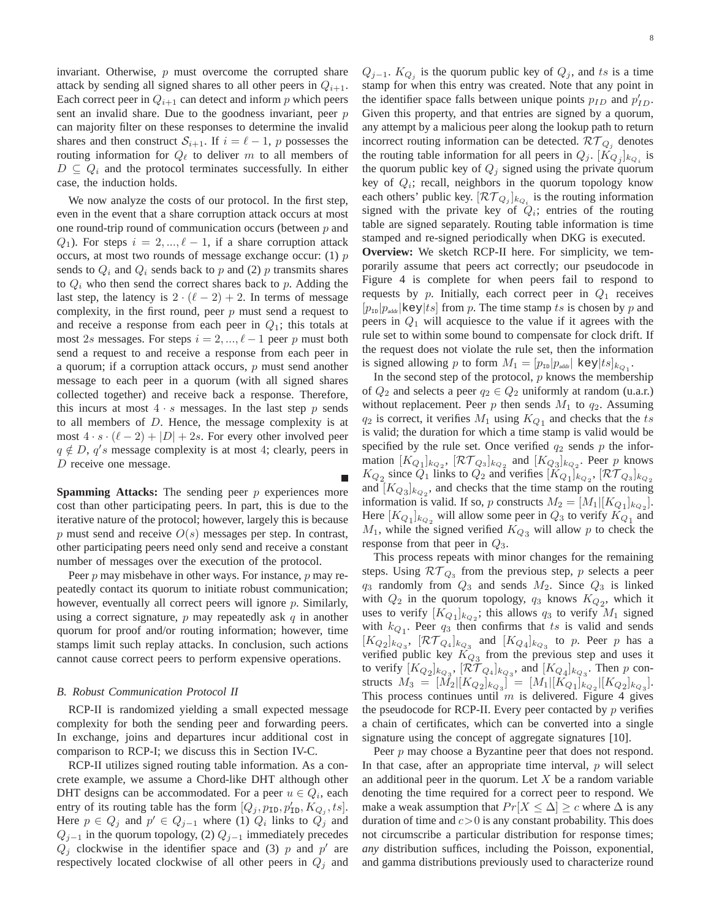invariant. Otherwise, $p$ must overcome the corrupted share attack by sending all signed shares to all other peers in $Q_{i+1}$. Each correct peer in $Q_{i+1}$ can detect and inform $p$ which peers sent an invalid share. Due to the goodness invariant, peer $p$ can majority filter on these responses to determine the invalid shares and then construct $\mathcal{S}_{i+1}$. If $i = \ell - 1$, $p$ possesses the routing information for $Q_\ell$ to deliver $m$ to all members of $D \subseteq Q_i$ and the protocol terminates successfully. In either case, the induction holds.

We now analyze the costs of our protocol. In the first step, even in the event that a share corruption attack occurs at most one round-trip round of communication occurs (between $p$ and $Q_1$). For steps $i = 2, ..., \ell - 1$, if a share corruption attack occurs, at most two rounds of message exchange occur: (1) $p$ sends to $Q_i$ and $Q_i$ sends back to $p$ and (2) $p$ transmits shares to $Q_i$ who then send the correct shares back to $p$. Adding the last step, the latency is $2 \cdot (\ell - 2) + 2$. In terms of message complexity, in the first round, peer $p$ must send a request to and receive a response from each peer in $Q_1$; this totals at most $2s$ messages. For steps $i = 2, ..., \ell - 1$ peer $p$ must both send a request to and receive a response from each peer in a quorum; if a corruption attack occurs, $p$ must send another message to each peer in a quorum (with all signed shares collected together) and receive back a response. Therefore, this incurs at most $4 \cdot s$ messages. In the last step $p$ sends to all members of $D$. Hence, the message complexity is at most $4 \cdot s \cdot (\ell - 2) + |D| + 2s$. For every other involved peer $q \notin D$, $q's$ message complexity is at most 4; clearly, peers in $D$ receive one message.

■

**Spamming Attacks:** The sending peer $p$ experiences more cost than other participating peers. In part, this is due to the iterative nature of the protocol; however, largely this is because $p$ must send and receive $O(s)$ messages per step. In contrast, other participating peers need only send and receive a constant number of messages over the execution of the protocol.

Peer $p$ may misbehave in other ways. For instance, $p$ may repeatedly contact its quorum to initiate robust communication; however, eventually all correct peers will ignore $p$. Similarly, using a correct signature, $p$ may repeatedly ask $q$ in another quorum for proof and/or routing information; however, time stamps limit such replay attacks. In conclusion, such actions cannot cause correct peers to perform expensive operations.

### *B. Robust Communication Protocol II*

RCP-II is randomized yielding a small expected message complexity for both the sending peer and forwarding peers. In exchange, joins and departures incur additional cost in comparison to RCP-I; we discuss this in Section IV-C.

RCP-II utilizes signed routing table information. As a concrete example, we assume a Chord-like DHT although other DHT designs can be accommodated. For a peer $u \in Q_i$, each entry of its routing table has the form $[Q_j, p_{\mathtt{ID}}, p'_{\mathtt{ID}}, K_{Q_j}, ts]$. Here $p \in Q_j$ and $p' \in Q_{j-1}$ where (1) $Q_i$ links to $Q_j$ and $Q_{j-1}$ in the quorum topology, (2) $Q_{j-1}$ immediately precedes $Q_j$ clockwise in the identifier space and (3) $p$ and $p'$ are respectively located clockwise of all other peers in $Q_j$ and $Q_{j-1}$. $K_{Q_j}$ is the quorum public key of $Q_j$, and $ts$ is a time stamp for when this entry was created. Note that any point in the identifier space falls between unique points $p_{ID}$ and $p'_{ID}$. Given this property, and that entries are signed by a quorum, any attempt by a malicious peer along the lookup path to return incorrect routing information can be detected. $\mathcal{RT}_{Q_j}$ denotes the routing table information for all peers in $Q_j$. $[K_{Q_j}]_{k_{Q_i}}$ is the quorum public key of $Q_j$ signed using the private quorum key of $Q_i$; recall, neighbors in the quorum topology know each others' public key. $[\mathcal{RT}_{Q_j}]_{k_{Q_i}}$ is the routing information signed with the private key of $Q_i$; entries of the routing table are signed separately. Routing table information is time stamped and re-signed periodically when DKG is executed.

**Overview:** We sketch RCP-II here. For simplicity, we temporarily assume that peers act correctly; our pseudocode in Figure 4 is complete for when peers fail to respond to requests by $p$. Initially, each correct peer in $Q_1$ receives $[p_{\mathtt{ID}}|p_{\mathtt{addr}}|\mathtt{key}|ts]$ from $p$. The time stamp $ts$ is chosen by $p$ and peers in $Q_1$ will acquiesce to the value if it agrees with the rule set to within some bound to compensate for clock drift. If the request does not violate the rule set, then the information is signed allowing $p$ to form $M_1 = [p_{\mathtt{ID}}|p_{\mathtt{addr}}|\ \mathtt{key}|ts]_{k_{Q_1}}$.

In the second step of the protocol, $p$ knows the membership of $Q_2$ and selects a peer $q_2 \in Q_2$ uniformly at random (u.a.r.) without replacement. Peer $p$ then sends $M_1$ to $q_2$. Assuming $q_2$ is correct, it verifies $M_1$ using $K_{Q_1}$ and checks that the $ts$ is valid; the duration for which a time stamp is valid would be specified by the rule set. Once verified $q_2$ sends $p$ the information $[K_{Q_1}]_{k_{Q_2}}$, $[\mathcal{RT}_{Q_3}]_{k_{Q_2}}$ and $[K_{Q_3}]_{k_{Q_2}}$. Peer $p$ knows $K_{Q_2}$ since $Q_1$ links to $Q_2$ and verifies $[K_{Q_1}]_{k_{Q_2}}$, $[\mathcal{RT}_{Q_3}]_{k_{Q_2}}$ and $[K_{Q_3}]_{k_{Q_2}}$, and checks that the time stamp on the routing information is valid. If so, $p$ constructs $M_2 = [M_1|[K_{Q_1}]_{k_{Q_2}}]$. Here $[K_{Q_1}]_{k_{Q_2}}$ will allow some peer in $Q_3$ to verify $K_{Q_1}$ and $M_1$, while the signed verified $K_{Q_3}$ will allow $p$ to check the response from that peer in $Q_3$.

This process repeats with minor changes for the remaining steps. Using $\mathcal{RT}_{Q_3}$ from the previous step, $p$ selects a peer $q_3$ randomly from $Q_3$ and sends $M_2$. Since $Q_3$ is linked with $Q_2$ in the quorum topology, $q_3$ knows $K_{Q_2}$, which it uses to verify $[K_{Q_1}]_{k_{Q_2}}$; this allows $q_3$ to verify $M_1$ signed with $k_{Q_1}$. Peer $q_3$ then confirms that $ts$ is valid and sends $[K_{Q_2}]_{k_{Q_3}}$, $[\mathcal{RT}_{Q_4}]_{k_{Q_3}}$ and $[K_{Q_4}]_{k_{Q_3}}$ to $p$. Peer $p$ has a verified public key $K_{Q_3}$ from the previous step and uses it to verify $[K_{Q_2}]_{k_{Q_3}}$, $[\mathcal{RT}_{Q_4}]_{k_{Q_3}}$, and $[K_{Q_4}]_{k_{Q_3}}$. Then $p$ constructs $M_3 = [M_2|[K_{Q_2}]_{k_{Q_3}}] = [M_1|[K_{Q_1}]_{k_{Q_2}}|[K_{Q_2}]_{k_{Q_3}}]$. This process continues until $m$ is delivered. Figure 4 gives the pseudocode for RCP-II. Every peer contacted by $p$ verifies a chain of certificates, which can be converted into a single signature using the concept of aggregate signatures [10].

Peer $p$ may choose a Byzantine peer that does not respond. In that case, after an appropriate time interval, $p$ will select an additional peer in the quorum. Let $X$ be a random variable denoting the time required for a correct peer to respond. We make a weak assumption that $Pr[X \leq \Delta] \geq c$ where $\Delta$ is any duration of time and $c > 0$ is any constant probability. This does not circumscribe a particular distribution for response times; *any* distribution suffices, including the Poisson, exponential, and gamma distributions previously used to characterize round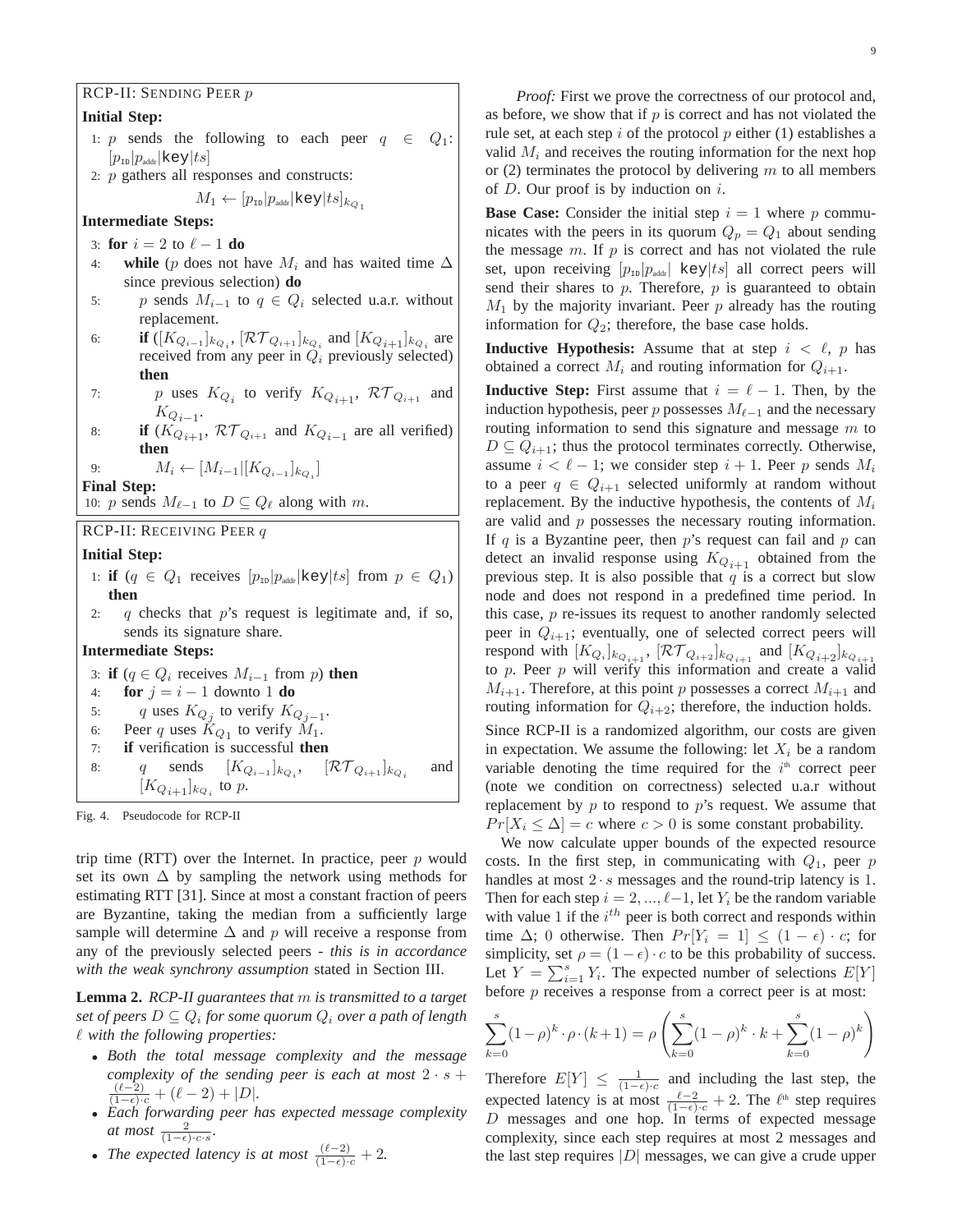**RCP-II: SENDING PEER $p$**

**Initial Step:**

1: $p$ sends the following to each peer $q \in Q_1$: $[p_{\text{ID}}|p_{\text{addr}}|\texttt{key}|ts]$

2: $p$ gathers all responses and constructs:

$$M_1 \leftarrow [p_{\text{ID}}|p_{\text{addr}}|\texttt{key}|ts]_{k_{Q_1}}$$

**Intermediate Steps:**

3: **for** $i = 2$ to $\ell - 1$ **do**

4: **while** ($p$ does not have $M_i$ and has waited time $\Delta$ since previous selection) **do**

5: $p$ sends $M_{i-1}$ to $q \in Q_i$ selected u.a.r. without replacement.

6: **if** ($[K_{Q_{i-1}}]_{k_{Q_i}}$, $[\mathcal{RT}_{Q_{i+1}}]_{k_{Q_i}}$ and $[K_{Q_{i+1}}]_{k_{Q_i}}$ are received from any peer in $Q_i$ previously selected) **then**

7: $p$ uses $K_{Q_i}$ to verify $K_{Q_{i+1}}$, $\mathcal{RT}_{Q_{i+1}}$ and $K_{Q_{i-1}}$.

8: **if** ($K_{Q_{i+1}}$, $\mathcal{RT}_{Q_{i+1}}$ and $K_{Q_{i-1}}$ are all verified) **then**

9: $M_i \leftarrow [M_{i-1}|[K_{Q_{i-1}}]_{k_{Q_i}}]$

**Final Step:**

10: $p$ sends $M_{\ell-1}$ to $D \subseteq Q_\ell$ along with $m$.

**RCP-II: RECEIVING PEER $q$**

**Initial Step:**

1: **if** ($q \in Q_1$ receives $[p_{\text{ID}}|p_{\text{addr}}|\texttt{key}|ts]$ from $p \in Q_1$) **then**

2: $q$ checks that $p$'s request is legitimate and, if so, sends its signature share.

**Intermediate Steps:**

3: **if** ($q \in Q_i$ receives $M_{i-1}$ from $p$) **then**

4: **for** $j = i - 1$ downto 1 **do**

5: $q$ uses $K_{Q_j}$ to verify $K_{Q_{j-1}}$.

6: Peer $q$ uses $K_{Q_1}$ to verify $M_1$.

7: **if** verification is successful **then**

8: $q$ sends $[K_{Q_{i-1}}]_{k_{Q_i}}$, $[\mathcal{RT}_{Q_{i+1}}]_{k_{Q_i}}$ and $[K_{Q_{i+1}}]_{k_{Q_i}}$ to $p$.

Fig. 4. Pseudocode for RCP-II

trip time (RTT) over the Internet. In practice, peer $p$ would set its own $\Delta$ by sampling the network using methods for estimating RTT [31]. Since at most a constant fraction of peers are Byzantine, taking the median from a sufficiently large sample will determine $\Delta$ and $p$ will receive a response from any of the previously selected peers - *this is in accordance with the weak synchrony assumption* stated in Section III.

**Lemma 2.** *RCP-II guarantees that $m$ is transmitted to a target set of peers $D \subseteq Q_i$ for some quorum $Q_i$ over a path of length $\ell$ with the following properties:*

- *Both the total message complexity and the message complexity of the sending peer is each at most $2 \cdot s + \frac{(\ell-2)}{(1-\epsilon)\cdot c} + (\ell - 2) + |D|$.*
- *Each forwarding peer has expected message complexity at most $\frac{2}{(1-\epsilon)\cdot c \cdot s}$.*
- *The expected latency is at most $\frac{(\ell-2)}{(1-\epsilon)\cdot c} + 2$.*

*Proof:* First we prove the correctness of our protocol and, as before, we show that if $p$ is correct and has not violated the rule set, at each step $i$ of the protocol $p$ either (1) establishes a valid $M_i$ and receives the routing information for the next hop or (2) terminates the protocol by delivering $m$ to all members of $D$. Our proof is by induction on $i$.

**Base Case:** Consider the initial step $i = 1$ where $p$ communicates with the peers in its quorum $Q_p = Q_1$ about sending the message $m$. If $p$ is correct and has not violated the rule set, upon receiving $[p_{\text{ID}}|p_{\text{addr}}|\ \texttt{key}|ts]$ all correct peers will send their shares to $p$. Therefore, $p$ is guaranteed to obtain $M_1$ by the majority invariant. Peer $p$ already has the routing information for $Q_2$; therefore, the base case holds.

**Inductive Hypothesis:** Assume that at step $i < \ell$, $p$ has obtained a correct $M_i$ and routing information for $Q_{i+1}$.

**Inductive Step:** First assume that $i = \ell - 1$. Then, by the induction hypothesis, peer $p$ possesses $M_{\ell-1}$ and the necessary routing information to send this signature and message $m$ to $D \subseteq Q_{i+1}$; thus the protocol terminates correctly. Otherwise, assume $i < \ell - 1$; we consider step $i + 1$. Peer $p$ sends $M_i$ to a peer $q \in Q_{i+1}$ selected uniformly at random without replacement. By the inductive hypothesis, the contents of $M_i$ are valid and $p$ possesses the necessary routing information. If $q$ is a Byzantine peer, then $p$'s request can fail and $p$ can detect an invalid response using $K_{Q_{i+1}}$ obtained from the previous step. It is also possible that $q$ is a correct but slow node and does not respond in a predefined time period. In this case, $p$ re-issues its request to another randomly selected peer in $Q_{i+1}$; eventually, one of selected correct peers will respond with $[K_{Q_i}]_{k_{Q_{i+1}}}$, $[\mathcal{RT}_{Q_{i+2}}]_{k_{Q_{i+1}}}$ and $[K_{Q_{i+2}}]_{k_{Q_{i+1}}}$ to $p$. Peer $p$ will verify this information and create a valid $M_{i+1}$. Therefore, at this point $p$ possesses a correct $M_{i+1}$ and routing information for $Q_{i+2}$; therefore, the induction holds.

Since RCP-II is a randomized algorithm, our costs are given in expectation. We assume the following: let $X_i$ be a random variable denoting the time required for the $i^{\text{th}}$ correct peer (note we condition on correctness) selected u.a.r without replacement by $p$ to respond to $p$'s request. We assume that $Pr[X_i \leq \Delta] = c$ where $c > 0$ is some constant probability.

We now calculate upper bounds of the expected resource costs. In the first step, in communicating with $Q_1$, peer $p$ handles at most $2 \cdot s$ messages and the round-trip latency is 1. Then for each step $i = 2, ..., \ell-1$, let $Y_i$ be the random variable with value 1 if the $i^{th}$ peer is both correct and responds within time $\Delta$; 0 otherwise. Then $Pr[Y_i = 1] \leq (1 - \epsilon) \cdot c$; for simplicity, set $\rho = (1 - \epsilon) \cdot c$ to be this probability of success. Let $Y = \sum_{i=1}^{s} Y_i$. The expected number of selections $E[Y]$ before $p$ receives a response from a correct peer is at most:

$$\sum_{k=0}^{s}(1-\rho)^k \cdot \rho \cdot (k+1) = \rho\left(\sum_{k=0}^{s}(1-\rho)^k \cdot k + \sum_{k=0}^{s}(1-\rho)^k\right)$$

Therefore $E[Y] \leq \frac{1}{(1-\epsilon)\cdot c}$ and including the last step, the expected latency is at most $\frac{\ell-2}{(1-\epsilon)\cdot c} + 2$. The $\ell^{\text{th}}$ step requires $D$ messages and one hop. In terms of expected message complexity, since each step requires at most 2 messages and the last step requires $|D|$ messages, we can give a crude upper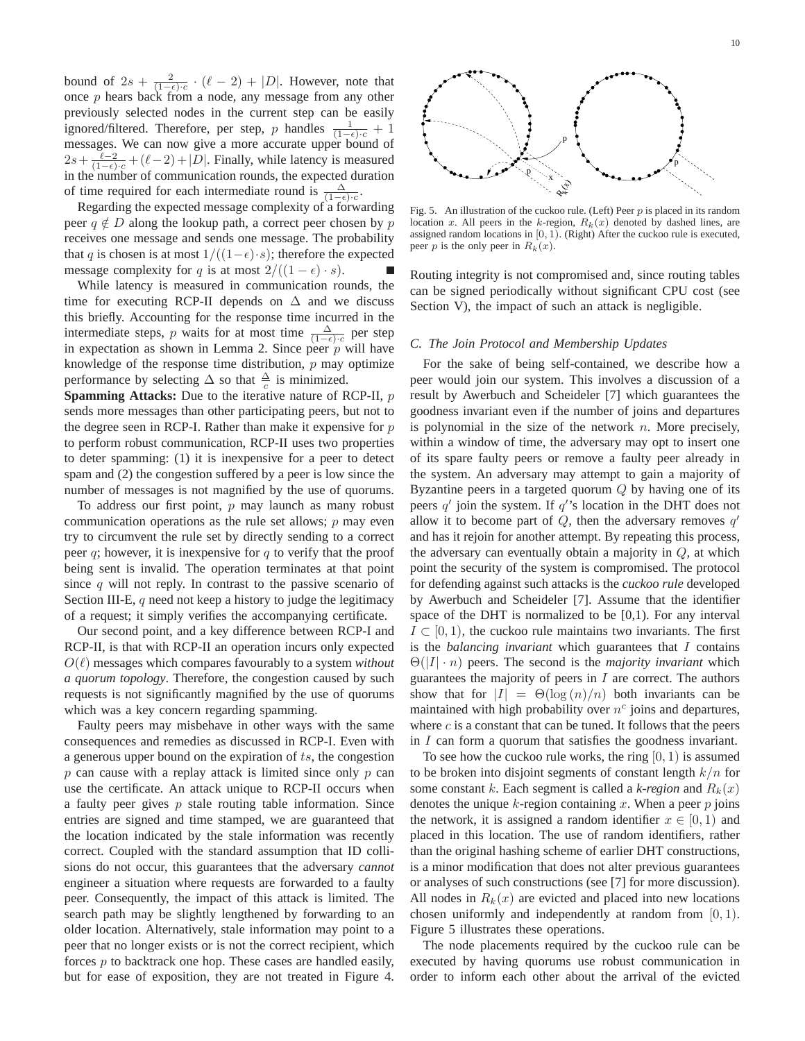bound of $2s + \frac{2}{(1-\epsilon)\cdot c} \cdot (\ell - 2) + |D|$. However, note that once $p$ hears back from a node, any message from any other previously selected nodes in the current step can be easily ignored/filtered. Therefore, per step, $p$ handles $\frac{1}{(1-\epsilon)\cdot c} + 1$ messages. We can now give a more accurate upper bound of $2s + \frac{\ell-2}{(1-\epsilon)\cdot c} + (\ell-2) + |D|$. Finally, while latency is measured in the number of communication rounds, the expected duration of time required for each intermediate round is $\frac{\Delta}{(1-\epsilon)\cdot c}$.

Regarding the expected message complexity of a forwarding peer $q \notin D$ along the lookup path, a correct peer chosen by $p$ receives one message and sends one message. The probability that $q$ is chosen is at most $1/((1-\epsilon)\cdot s)$; therefore the expected message complexity for $q$ is at most $2/((1-\epsilon)\cdot s)$. ■

While latency is measured in communication rounds, the time for executing RCP-II depends on $\Delta$ and we discuss this briefly. Accounting for the response time incurred in the intermediate steps, $p$ waits for at most time $\frac{\Delta}{(1-\epsilon)\cdot c}$ per step in expectation as shown in Lemma 2. Since peer $p$ will have knowledge of the response time distribution, $p$ may optimize performance by selecting $\Delta$ so that $\frac{\Delta}{c}$ is minimized.

**Spamming Attacks:** Due to the iterative nature of RCP-II, $p$ sends more messages than other participating peers, but not to the degree seen in RCP-I. Rather than make it expensive for $p$ to perform robust communication, RCP-II uses two properties to deter spamming: (1) it is inexpensive for a peer to detect spam and (2) the congestion suffered by a peer is low since the number of messages is not magnified by the use of quorums.

To address our first point, $p$ may launch as many robust communication operations as the rule set allows; $p$ may even try to circumvent the rule set by directly sending to a correct peer $q$; however, it is inexpensive for $q$ to verify that the proof being sent is invalid. The operation terminates at that point since $q$ will not reply. In contrast to the passive scenario of Section III-E, $q$ need not keep a history to judge the legitimacy of a request; it simply verifies the accompanying certificate.

Our second point, and a key difference between RCP-I and RCP-II, is that with RCP-II an operation incurs only expected $O(\ell)$ messages which compares favourably to a system *without a quorum topology*. Therefore, the congestion caused by such requests is not significantly magnified by the use of quorums which was a key concern regarding spamming.

Faulty peers may misbehave in other ways with the same consequences and remedies as discussed in RCP-I. Even with a generous upper bound on the expiration of $ts$, the congestion $p$ can cause with a replay attack is limited since only $p$ can use the certificate. An attack unique to RCP-II occurs when a faulty peer gives $p$ stale routing table information. Since entries are signed and time stamped, we are guaranteed that the location indicated by the stale information was recently correct. Coupled with the standard assumption that ID collisions do not occur, this guarantees that the adversary *cannot* engineer a situation where requests are forwarded to a faulty peer. Consequently, the impact of this attack is limited. The search path may be slightly lengthened by forwarding to an older location. Alternatively, stale information may point to a peer that no longer exists or is not the correct recipient, which forces $p$ to backtrack one hop. These cases are handled easily, but for ease of exposition, they are not treated in Figure 4. Routing integrity is not compromised and, since routing tables can be signed periodically without significant CPU cost (see Section V), the impact of such an attack is negligible.

Fig. 5. An illustration of the cuckoo rule. (Left) Peer $p$ is placed in its random location $x$. All peers in the $k$-region, $R_k(x)$ denoted by dashed lines, are assigned random locations in $[0, 1)$. (Right) After the cuckoo rule is executed, peer $p$ is the only peer in $R_k(x)$.

### C. The Join Protocol and Membership Updates

For the sake of being self-contained, we describe how a peer would join our system. This involves a discussion of a result by Awerbuch and Scheideler [7] which guarantees the goodness invariant even if the number of joins and departures is polynomial in the size of the network $n$. More precisely, within a window of time, the adversary may opt to insert one of its spare faulty peers or remove a faulty peer already in the system. An adversary may attempt to gain a majority of Byzantine peers in a targeted quorum $Q$ by having one of its peers $q'$ join the system. If $q'$'s location in the DHT does not allow it to become part of $Q$, then the adversary removes $q'$ and has it rejoin for another attempt. By repeating this process, the adversary can eventually obtain a majority in $Q$, at which point the security of the system is compromised. The protocol for defending against such attacks is the *cuckoo rule* developed by Awerbuch and Scheideler [7]. Assume that the identifier space of the DHT is normalized to be [0,1). For any interval $I \subset [0, 1)$, the cuckoo rule maintains two invariants. The first is the *balancing invariant* which guarantees that $I$ contains $\Theta(|I| \cdot n)$ peers. The second is the *majority invariant* which guarantees the majority of peers in $I$ are correct. The authors show that for $|I| = \Theta(\log(n)/n)$ both invariants can be maintained with high probability over $n^c$ joins and departures, where $c$ is a constant that can be tuned. It follows that the peers in $I$ can form a quorum that satisfies the goodness invariant.

To see how the cuckoo rule works, the ring $[0, 1)$ is assumed to be broken into disjoint segments of constant length $k/n$ for some constant $k$. Each segment is called a *k-region* and $R_k(x)$ denotes the unique $k$-region containing $x$. When a peer $p$ joins the network, it is assigned a random identifier $x \in [0, 1)$ and placed in this location. The use of random identifiers, rather than the original hashing scheme of earlier DHT constructions, is a minor modification that does not alter previous guarantees or analyses of such constructions (see [7] for more discussion). All nodes in $R_k(x)$ are evicted and placed into new locations chosen uniformly and independently at random from $[0, 1)$. Figure 5 illustrates these operations.

The node placements required by the cuckoo rule can be executed by having quorums use robust communication in order to inform each other about the arrival of the evicted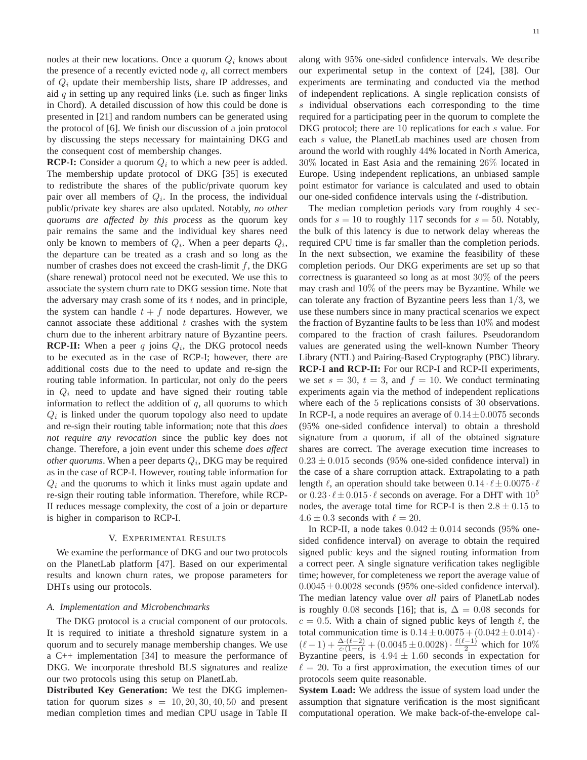nodes at their new locations. Once a quorum $Q_i$ knows about the presence of a recently evicted node $q$, all correct members of $Q_i$ update their membership lists, share IP addresses, and aid $q$ in setting up any required links (i.e. such as finger links in Chord). A detailed discussion of how this could be done is presented in [21] and random numbers can be generated using the protocol of [6]. We finish our discussion of a join protocol by discussing the steps necessary for maintaining DKG and the consequent cost of membership changes.

**RCP-I:** Consider a quorum $Q_i$ to which a new peer is added. The membership update protocol of DKG [35] is executed to redistribute the shares of the public/private quorum key pair over all members of $Q_i$. In the process, the individual public/private key shares are also updated. Notably, *no other quorums are affected by this process* as the quorum key pair remains the same and the individual key shares need only be known to members of $Q_i$. When a peer departs $Q_i$, the departure can be treated as a crash and so long as the number of crashes does not exceed the crash-limit $f$, the DKG (share renewal) protocol need not be executed. We use this to associate the system churn rate to DKG session time. Note that the adversary may crash some of its $t$ nodes, and in principle, the system can handle $t+f$ node departures. However, we cannot associate these additional $t$ crashes with the system churn due to the inherent arbitrary nature of Byzantine peers.

**RCP-II:** When a peer $q$ joins $Q_i$, the DKG protocol needs to be executed as in the case of RCP-I; however, there are additional costs due to the need to update and re-sign the routing table information. In particular, not only do the peers in $Q_i$ need to update and have signed their routing table information to reflect the addition of $q$, all quorums to which $Q_i$ is linked under the quorum topology also need to update and re-sign their routing table information; note that this *does not require any revocation* since the public key does not change. Therefore, a join event under this scheme *does affect other quorums*. When a peer departs $Q_i$, DKG may be required as in the case of RCP-I. However, routing table information for $Q_i$ and the quorums to which it links must again update and re-sign their routing table information. Therefore, while RCP-II reduces message complexity, the cost of a join or departure is higher in comparison to RCP-I.

## V. Experimental Results

We examine the performance of DKG and our two protocols on the PlanetLab platform [47]. Based on our experimental results and known churn rates, we propose parameters for DHTs using our protocols.

### A. Implementation and Microbenchmarks

The DKG protocol is a crucial component of our protocols. It is required to initiate a threshold signature system in a quorum and to securely manage membership changes. We use a C++ implementation [34] to measure the performance of DKG. We incorporate threshold BLS signatures and realize our two protocols using this setup on PlanetLab.

**Distributed Key Generation:** We test the DKG implementation for quorum sizes $s = 10, 20, 30, 40, 50$ and present median completion times and median CPU usage in Table II along with 95% one-sided confidence intervals. We describe our experimental setup in the context of [24], [38]. Our experiments are terminating and conducted via the method of independent replications. A single replication consists of $s$ individual observations each corresponding to the time required for a participating peer in the quorum to complete the DKG protocol; there are 10 replications for each $s$ value. For each $s$ value, the PlanetLab machines used are chosen from around the world with roughly 44% located in North America, 30% located in East Asia and the remaining 26% located in Europe. Using independent replications, an unbiased sample point estimator for variance is calculated and used to obtain our one-sided confidence intervals using the $t$-distribution.

The median completion periods vary from roughly 4 seconds for $s = 10$ to roughly 117 seconds for $s = 50$. Notably, the bulk of this latency is due to network delay whereas the required CPU time is far smaller than the completion periods. In the next subsection, we examine the feasibility of these completion periods. Our DKG experiments are set up so that correctness is guaranteed so long as at most 30% of the peers may crash and 10% of the peers may be Byzantine. While we can tolerate any fraction of Byzantine peers less than $1/3$, we use these numbers since in many practical scenarios we expect the fraction of Byzantine faults to be less than 10% and modest compared to the fraction of crash failures. Pseudorandom values are generated using the well-known Number Theory Library (NTL) and Pairing-Based Cryptography (PBC) library.

**RCP-I and RCP-II:** For our RCP-I and RCP-II experiments, we set $s = 30$, $t = 3$, and $f = 10$. We conduct terminating experiments again via the method of independent replications where each of the 5 replications consists of 30 observations. In RCP-I, a node requires an average of $0.14 \pm 0.0075$ seconds (95% one-sided confidence interval) to obtain a threshold signature from a quorum, if all of the obtained signature shares are correct. The average execution time increases to $0.23 \pm 0.015$ seconds (95% one-sided confidence interval) in the case of a share corruption attack. Extrapolating to a path length $\ell$, an operation should take between $0.14 \cdot \ell \pm 0.0075 \cdot \ell$ or $0.23 \cdot \ell \pm 0.015 \cdot \ell$ seconds on average. For a DHT with $10^5$ nodes, the average total time for RCP-I is then $2.8 \pm 0.15$ to $4.6 \pm 0.3$ seconds with $\ell = 20$.

In RCP-II, a node takes $0.042 \pm 0.014$ seconds (95% one-sided confidence interval) on average to obtain the required signed public keys and the signed routing information from a correct peer. A single signature verification takes negligible time; however, for completeness we report the average value of $0.0045 \pm 0.0028$ seconds (95% one-sided confidence interval). The median latency value over *all* pairs of PlanetLab nodes is roughly 0.08 seconds [16]; that is, $\Delta = 0.08$ seconds for $c = 0.5$. With a chain of signed public keys of length $\ell$, the total communication time is $0.14 \pm 0.0075 + (0.042 \pm 0.014) \cdot (\ell - 1) + \frac{\Delta \cdot (\ell - 2)}{c \cdot (1 - \epsilon)} + (0.0045 \pm 0.0028) \cdot \frac{\ell(\ell-1)}{2}$ which for 10% Byzantine peers, is $4.94 \pm 1.60$ seconds in expectation for $\ell = 20$. To a first approximation, the execution times of our protocols seem quite reasonable.

**System Load:** We address the issue of system load under the assumption that signature verification is the most significant computational operation. We make back-of-the-envelope cal-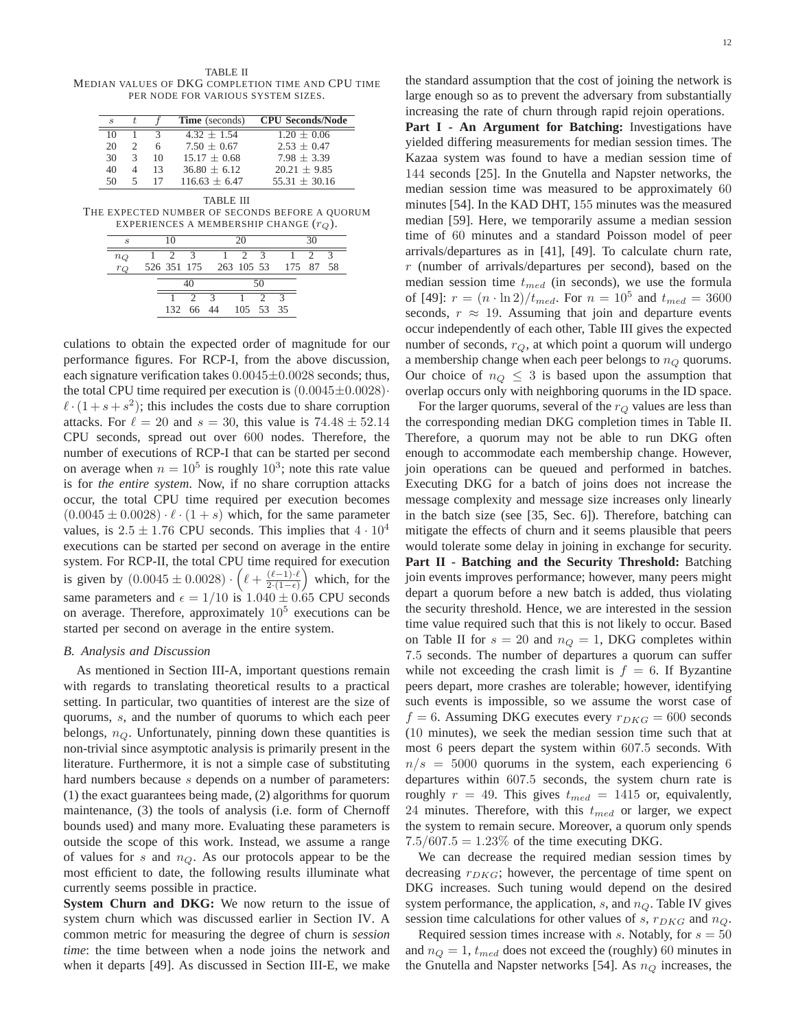TABLE II
MEDIAN VALUES OF DKG COMPLETION TIME AND CPU TIME PER NODE FOR VARIOUS SYSTEM SIZES.

| $s$ | $t$ | $f$ | **Time** (seconds) | **CPU Seconds/Node** |
|---|---|---|---|---|
| 10 | 1 | 3 | $4.32 \pm 1.54$ | $1.20 \pm 0.06$ |
| 20 | 2 | 6 | $7.50 \pm 0.67$ | $2.53 \pm 0.47$ |
| 30 | 3 | 10 | $15.17 \pm 0.68$ | $7.98 \pm 3.39$ |
| 40 | 4 | 13 | $36.80 \pm 6.12$ | $20.21 \pm 9.85$ |
| 50 | 5 | 17 | $116.63 \pm 6.47$ | $55.31 \pm 30.16$ |

TABLE III
THE EXPECTED NUMBER OF SECONDS BEFORE A QUORUM EXPERIENCES A MEMBERSHIP CHANGE ($r_Q$).

| $s$ | 10 | | | 20 | | | 30 | | | 40 | | | 50 | | |
|---|---|---|---|---|---|---|---|---|---|---|---|---|---|---|---|
| $n_Q$ | 1 | 2 | 3 | 1 | 2 | 3 | 1 | 2 | 3 | 1 | 2 | 3 | 1 | 2 | 3 |
| $r_Q$ | 526 | 351 | 175 | 263 | 105 | 53 | 175 | 87 | 58 | 132 | 66 | 44 | 105 | 53 | 35 |

culations to obtain the expected order of magnitude for our performance figures. For RCP-I, from the above discussion, each signature verification takes $0.0045 \pm 0.0028$ seconds; thus, the total CPU time required per execution is $(0.0045 \pm 0.0028) \cdot \ell \cdot (1 + s + s^2)$; this includes the costs due to share corruption attacks. For $\ell = 20$ and $s = 30$, this value is $74.48 \pm 52.14$ CPU seconds, spread out over 600 nodes. Therefore, the number of executions of RCP-I that can be started per second on average when $n = 10^5$ is roughly $10^3$; note this rate value is for *the entire system*. Now, if no share corruption attacks occur, the total CPU time required per execution becomes $(0.0045 \pm 0.0028) \cdot \ell \cdot (1 + s)$ which, for the same parameter values, is $2.5 \pm 1.76$ CPU seconds. This implies that $4 \cdot 10^4$ executions can be started per second on average in the entire system. For RCP-II, the total CPU time required for execution is given by $(0.0045 \pm 0.0028) \cdot \left(\ell + \frac{(\ell-1) \cdot \ell}{2 \cdot (1-\epsilon)}\right)$ which, for the same parameters and $\epsilon = 1/10$ is $1.040 \pm 0.65$ CPU seconds on average. Therefore, approximately $10^5$ executions can be started per second on average in the entire system.

### B. Analysis and Discussion

As mentioned in Section III-A, important questions remain with regards to translating theoretical results to a practical setting. In particular, two quantities of interest are the size of quorums, $s$, and the number of quorums to which each peer belongs, $n_Q$. Unfortunately, pinning down these quantities is non-trivial since asymptotic analysis is primarily present in the literature. Furthermore, it is not a simple case of substituting hard numbers because $s$ depends on a number of parameters: (1) the exact guarantees being made, (2) algorithms for quorum maintenance, (3) the tools of analysis (i.e. form of Chernoff bounds used) and many more. Evaluating these parameters is outside the scope of this work. Instead, we assume a range of values for $s$ and $n_Q$. As our protocols appear to be the most efficient to date, the following results illuminate what currently seems possible in practice.

**System Churn and DKG:** We now return to the issue of system churn which was discussed earlier in Section IV. A common metric for measuring the degree of churn is *session time*: the time between when a node joins the network and when it departs [49]. As discussed in Section III-E, we make the standard assumption that the cost of joining the network is large enough so as to prevent the adversary from substantially increasing the rate of churn through rapid rejoin operations.

**Part I - An Argument for Batching:** Investigations have yielded differing measurements for median session times. The Kazaa system was found to have a median session time of 144 seconds [25]. In the Gnutella and Napster networks, the median session time was measured to be approximately 60 minutes [54]. In the KAD DHT, 155 minutes was the measured median [59]. Here, we temporarily assume a median session time of 60 minutes and a standard Poisson model of peer arrivals/departures as in [41], [49]. To calculate churn rate, $r$ (number of arrivals/departures per second), based on the median session time $t_{med}$ (in seconds), we use the formula of [49]: $r = (n \cdot \ln 2)/t_{med}$. For $n = 10^5$ and $t_{med} = 3600$ seconds, $r \approx 19$. Assuming that join and departure events occur independently of each other, Table III gives the expected number of seconds, $r_Q$, at which point a quorum will undergo a membership change when each peer belongs to $n_Q$ quorums. Our choice of $n_Q \leq 3$ is based upon the assumption that overlap occurs only with neighboring quorums in the ID space.

For the larger quorums, several of the $r_Q$ values are less than the corresponding median DKG completion times in Table II. Therefore, a quorum may not be able to run DKG often enough to accommodate each membership change. However, join operations can be queued and performed in batches. Executing DKG for a batch of joins does not increase the message complexity and message size increases only linearly in the batch size (see [35, Sec. 6]). Therefore, batching can mitigate the effects of churn and it seems plausible that peers would tolerate some delay in joining in exchange for security.

**Part II - Batching and the Security Threshold:** Batching join events improves performance; however, many peers might depart a quorum before a new batch is added, thus violating the security threshold. Hence, we are interested in the session time value required such that this is not likely to occur. Based on Table II for $s = 20$ and $n_Q = 1$, DKG completes within 7.5 seconds. The number of departures a quorum can suffer while not exceeding the crash limit is $f = 6$. If Byzantine peers depart, more crashes are tolerable; however, identifying such events is impossible, so we assume the worst case of $f = 6$. Assuming DKG executes every $r_{DKG} = 600$ seconds (10 minutes), we seek the median session time such that at most 6 peers depart the system within 607.5 seconds. With $n/s = 5000$ quorums in the system, each experiencing 6 departures within 607.5 seconds, the system churn rate is roughly $r = 49$. This gives $t_{med} = 1415$ or, equivalently, 24 minutes. Therefore, with this $t_{med}$ or larger, we expect the system to remain secure. Moreover, a quorum only spends $7.5/607.5 = 1.23\%$ of the time executing DKG.

We can decrease the required median session times by decreasing $r_{DKG}$; however, the percentage of time spent on DKG increases. Such tuning would depend on the desired system performance, the application, $s$, and $n_Q$. Table IV gives session time calculations for other values of $s$, $r_{DKG}$ and $n_Q$.

Required session times increase with $s$. Notably, for $s = 50$ and $n_Q = 1$, $t_{med}$ does not exceed the (roughly) 60 minutes in the Gnutella and Napster networks [54]. As $n_Q$ increases, the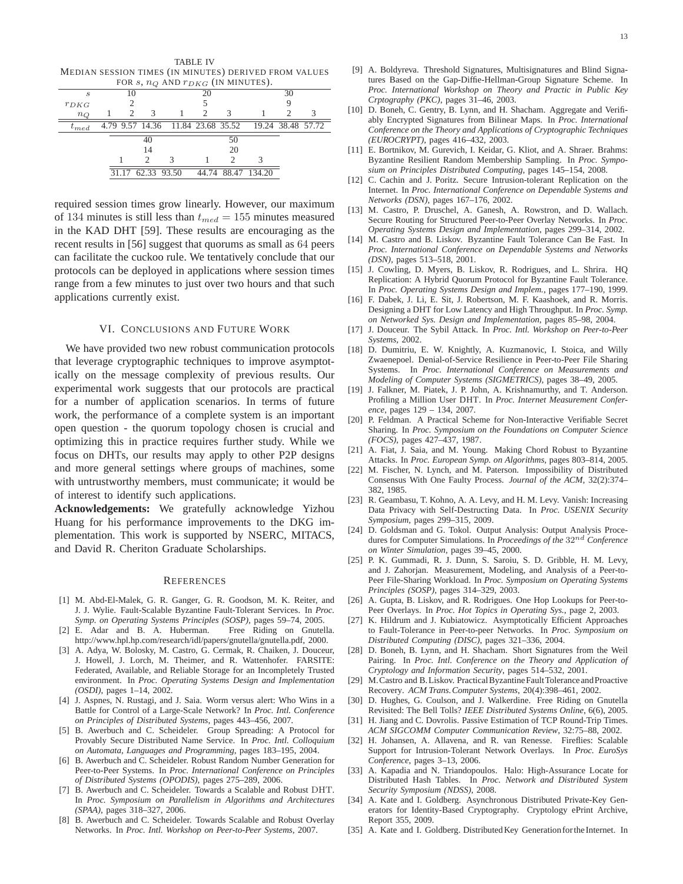TABLE IV
MEDIAN SESSION TIMES (IN MINUTES) DERIVED FROM VALUES FOR $s$, $n_Q$ AND $r_{DKG}$ (IN MINUTES).

| $s$ | 10 | | | 20 | | | 30 | | |
|---|---|---|---|---|---|---|---|---|---|
| $r_{DKG}$ | 2 | | | 5 | | | 9 | | |
| $n_Q$ | 1 | 2 | 3 | 1 | 2 | 3 | 1 | 2 | 3 |
| $t_{med}$ | 4.79 | 9.57 | 14.36 | 11.84 | 23.68 | 35.52 | 19.24 | 38.48 | 57.72 |

| $s$ | 40 | | | 50 | | |
|---|---|---|---|---|---|---|
| $r_{DKG}$ | 14 | | | 20 | | |
| $n_Q$ | 1 | 2 | 3 | 1 | 2 | 3 |
| $t_{med}$ | 31.17 | 62.33 | 93.50 | 44.74 | 88.47 | 134.20 |

required session times grow linearly. However, our maximum of 134 minutes is still less than $t_{med} = 155$ minutes measured in the KAD DHT [59]. These results are encouraging as the recent results in [56] suggest that quorums as small as 64 peers can facilitate the cuckoo rule. We tentatively conclude that our protocols can be deployed in applications where session times range from a few minutes to just over two hours and that such applications currently exist.

## VI. Conclusions and Future Work

We have provided two new robust communication protocols that leverage cryptographic techniques to improve asymptotically on the message complexity of previous results. Our experimental work suggests that our protocols are practical for a number of application scenarios. In terms of future work, the performance of a complete system is an important open question - the quorum topology chosen is crucial and optimizing this in practice requires further study. While we focus on DHTs, our results may apply to other P2P designs and more general settings where groups of machines, some with untrustworthy members, must communicate; it would be of interest to identify such applications.

**Acknowledgements:** We gratefully acknowledge Yizhou Huang for his performance improvements to the DKG implementation. This work is supported by NSERC, MITACS, and David R. Cheriton Graduate Scholarships.

## References

[1] M. Abd-El-Malek, G. R. Ganger, G. R. Goodson, M. K. Reiter, and J. J. Wylie. Fault-Scalable Byzantine Fault-Tolerant Services. In *Proc. Symp. on Operating Systems Principles (SOSP)*, pages 59–74, 2005.

[2] E. Adar and B. A. Huberman. Free Riding on Gnutella. http://www.hpl.hp.com/research/idl/papers/gnutella/gnutella.pdf, 2000.

[3] A. Adya, W. Bolosky, M. Castro, G. Cermak, R. Chaiken, J. Douceur, J. Howell, J. Lorch, M. Theimer, and R. Wattenhofer. FARSITE: Federated, Available, and Reliable Storage for an Incompletely Trusted environment. In *Proc. Operating Systems Design and Implementation (OSDI)*, pages 1–14, 2002.

[4] J. Aspnes, N. Rustagi, and J. Saia. Worm versus alert: Who Wins in a Battle for Control of a Large-Scale Network? In *Proc. Intl. Conference on Principles of Distributed Systems*, pages 443–456, 2007.

[5] B. Awerbuch and C. Scheideler. Group Spreading: A Protocol for Provably Secure Distributed Name Service. In *Proc. Intl. Colloquium on Automata, Languages and Programming*, pages 183–195, 2004.

[6] B. Awerbuch and C. Scheideler. Robust Random Number Generation for Peer-to-Peer Systems. In *Proc. International Conference on Principles of Distributed Systems (OPODIS)*, pages 275–289, 2006.

[7] B. Awerbuch and C. Scheideler. Towards a Scalable and Robust DHT. In *Proc. Symposium on Parallelism in Algorithms and Architectures (SPAA)*, pages 318–327, 2006.

[8] B. Awerbuch and C. Scheideler. Towards Scalable and Robust Overlay Networks. In *Proc. Intl. Workshop on Peer-to-Peer Systems*, 2007.

[9] A. Boldyreva. Threshold Signatures, Multisignatures and Blind Signatures Based on the Gap-Diffie-Hellman-Group Signature Scheme. In *Proc. International Workshop on Theory and Practic in Public Key Crptography (PKC)*, pages 31–46, 2003.

[10] D. Boneh, C. Gentry, B. Lynn, and H. Shacham. Aggregate and Verifiably Encrypted Signatures from Bilinear Maps. In *Proc. International Conference on the Theory and Applications of Cryptographic Techniques (EUROCRYPT)*, pages 416–432, 2003.

[11] E. Bortnikov, M. Gurevich, I. Keidar, G. Kliot, and A. Shraer. Brahms: Byzantine Resilient Random Membership Sampling. In *Proc. Symposium on Principles Distributed Computing*, pages 145–154, 2008.

[12] C. Cachin and J. Poritz. Secure Intrusion-tolerant Replication on the Internet. In *Proc. International Conference on Dependable Systems and Networks (DSN)*, pages 167–176, 2002.

[13] M. Castro, P. Druschel, A. Ganesh, A. Rowstron, and D. Wallach. Secure Routing for Structured Peer-to-Peer Overlay Networks. In *Proc. Operating Systems Design and Implementation*, pages 299–314, 2002.

[14] M. Castro and B. Liskov. Byzantine Fault Tolerance Can Be Fast. In *Proc. International Conference on Dependable Systems and Networks (DSN)*, pages 513–518, 2001.

[15] J. Cowling, D. Myers, B. Liskov, R. Rodrigues, and L. Shrira. HQ Replication: A Hybrid Quorum Protocol for Byzantine Fault Tolerance. In *Proc. Operating Systems Design and Implem.*, pages 177–190, 1999.

[16] F. Dabek, J. Li, E. Sit, J. Robertson, M. F. Kaashoek, and R. Morris. Designing a DHT for Low Latency and High Throughput. In *Proc. Symp. on Networked Sys. Design and Implementation*, pages 85–98, 2004.

[17] J. Douceur. The Sybil Attack. In *Proc. Intl. Workshop on Peer-to-Peer Systems*, 2002.

[18] D. Dumitriu, E. W. Knightly, A. Kuzmanovic, I. Stoica, and Willy Zwaenepoel. Denial-of-Service Resilience in Peer-to-Peer File Sharing Systems. In *Proc. International Conference on Measurements and Modeling of Computer Systems (SIGMETRICS)*, pages 38–49, 2005.

[19] J. Falkner, M. Piatek, J. P. John, A. Krishnamurthy, and T. Anderson. Profiling a Million User DHT. In *Proc. Internet Measurement Conference*, pages 129 – 134, 2007.

[20] P. Feldman. A Practical Scheme for Non-Interactive Verifiable Secret Sharing. In *Proc. Symposium on the Foundations on Computer Science (FOCS)*, pages 427–437, 1987.

[21] A. Fiat, J. Saia, and M. Young. Making Chord Robust to Byzantine Attacks. In *Proc. European Symp. on Algorithms*, pages 803–814, 2005.

[22] M. Fischer, N. Lynch, and M. Paterson. Impossibility of Distributed Consensus With One Faulty Process. *Journal of the ACM*, 32(2):374–382, 1985.

[23] R. Geambasu, T. Kohno, A. A. Levy, and H. M. Levy. Vanish: Increasing Data Privacy with Self-Destructing Data. In *Proc. USENIX Security Symposium*, pages 299–315, 2009.

[24] D. Goldsman and G. Tokol. Output Analysis: Output Analysis Procedures for Computer Simulations. In *Proceedings of the $32^{nd}$ Conference on Winter Simulation*, pages 39–45, 2000.

[25] P. K. Gummadi, R. J. Dunn, S. Saroiu, S. D. Gribble, H. M. Levy, and J. Zahorjan. Measurement, Modeling, and Analysis of a Peer-to-Peer File-Sharing Workload. In *Proc. Symposium on Operating Systems Principles (SOSP)*, pages 314–329, 2003.

[26] A. Gupta, B. Liskov, and R. Rodrigues. One Hop Lookups for Peer-to-Peer Overlays. In *Proc. Hot Topics in Operating Sys.*, page 2, 2003.

[27] K. Hildrum and J. Kubiatowicz. Asymptotically Efficient Approaches to Fault-Tolerance in Peer-to-peer Networks. In *Proc. Symposium on Distributed Computing (DISC)*, pages 321–336, 2004.

[28] D. Boneh, B. Lynn, and H. Shacham. Short Signatures from the Weil Pairing. In *Proc. Intl. Conference on the Theory and Application of Cryptology and Information Security*, pages 514–532, 2001.

[29] M. Castro and B. Liskov. Practical Byzantine Fault Tolerance and Proactive Recovery. *ACM Trans. Computer Systems*, 20(4):398–461, 2002.

[30] D. Hughes, G. Coulson, and J. Walkerdine. Free Riding on Gnutella Revisited: The Bell Tolls? *IEEE Distributed Systems Online*, 6(6), 2005.

[31] H. Jiang and C. Dovrolis. Passive Estimation of TCP Round-Trip Times. *ACM SIGCOMM Computer Communication Review*, 32:75–88, 2002.

[32] H. Johansen, A. Allavena, and R. van Renesse. Fireflies: Scalable Support for Intrusion-Tolerant Network Overlays. In *Proc. EuroSys Conference*, pages 3–13, 2006.

[33] A. Kapadia and N. Triandopoulos. Halo: High-Assurance Locate for Distributed Hash Tables. In *Proc. Network and Distributed System Security Symposium (NDSS)*, 2008.

[34] A. Kate and I. Goldberg. Asynchronous Distributed Private-Key Generators for Identity-Based Cryptography. Cryptology ePrint Archive, Report 355, 2009.

[35] A. Kate and I. Goldberg. Distributed Key Generation for the Internet. In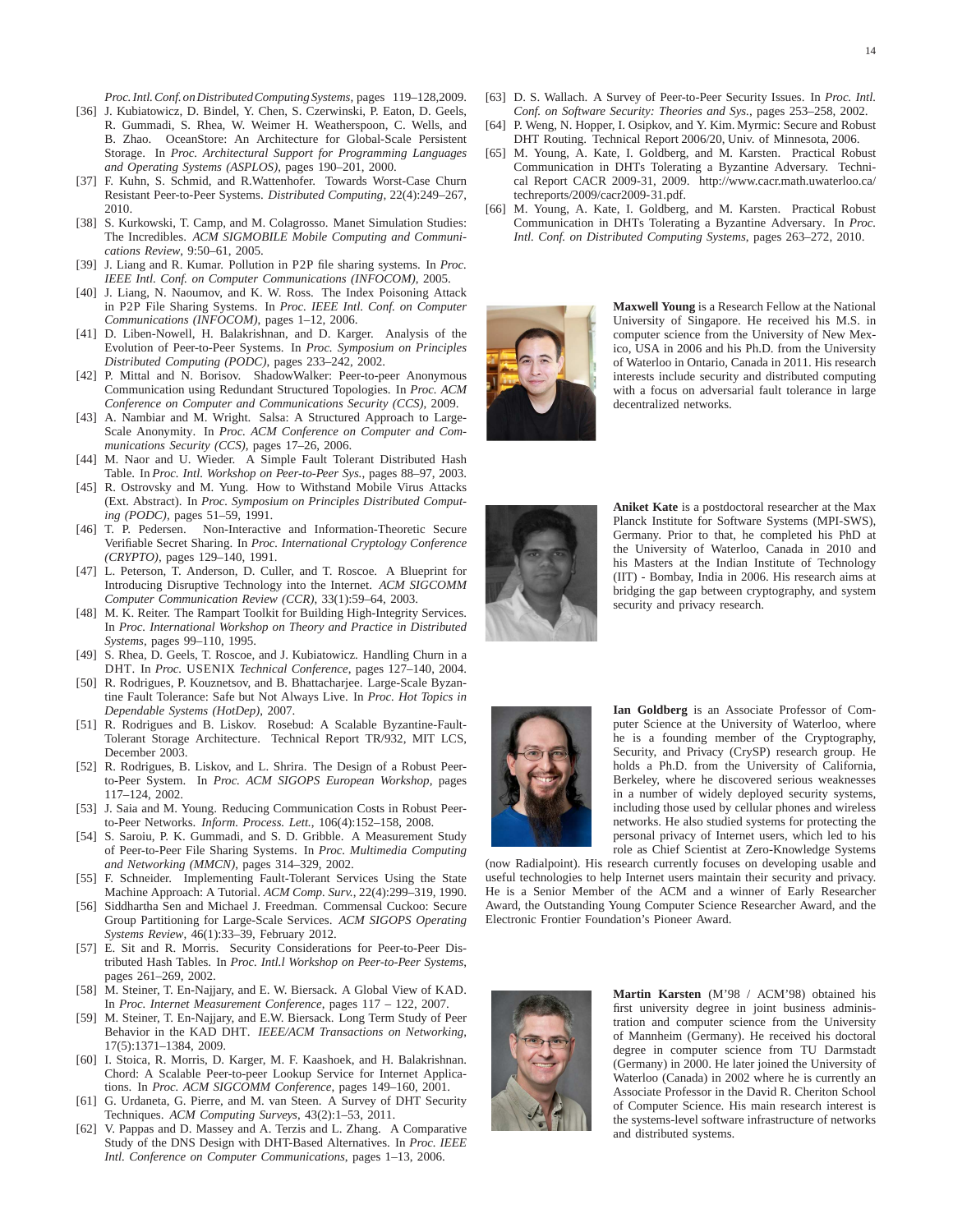*Proc. Intl. Conf. on Distributed Computing Systems*, pages 119–128,2009.

[36] J. Kubiatowicz, D. Bindel, Y. Chen, S. Czerwinski, P. Eaton, D. Geels, R. Gummadi, S. Rhea, W. Weimer H. Weatherspoon, C. Wells, and B. Zhao. OceanStore: An Architecture for Global-Scale Persistent Storage. In *Proc. Architectural Support for Programming Languages and Operating Systems (ASPLOS)*, pages 190–201, 2000.

[37] F. Kuhn, S. Schmid, and R.Wattenhofer. Towards Worst-Case Churn Resistant Peer-to-Peer Systems. *Distributed Computing*, 22(4):249–267, 2010.

[38] S. Kurkowski, T. Camp, and M. Colagrosso. Manet Simulation Studies: The Incredibles. *ACM SIGMOBILE Mobile Computing and Communications Review*, 9:50–61, 2005.

[39] J. Liang and R. Kumar. Pollution in P2P file sharing systems. In *Proc. IEEE Intl. Conf. on Computer Communications (INFOCOM)*, 2005.

[40] J. Liang, N. Naoumov, and K. W. Ross. The Index Poisoning Attack in P2P File Sharing Systems. In *Proc. IEEE Intl. Conf. on Computer Communications (INFOCOM)*, pages 1–12, 2006.

[41] D. Liben-Nowell, H. Balakrishnan, and D. Karger. Analysis of the Evolution of Peer-to-Peer Systems. In *Proc. Symposium on Principles Distributed Computing (PODC)*, pages 233–242, 2002.

[42] P. Mittal and N. Borisov. ShadowWalker: Peer-to-peer Anonymous Communication using Redundant Structured Topologies. In *Proc. ACM Conference on Computer and Communications Security (CCS)*, 2009.

[43] A. Nambiar and M. Wright. Salsa: A Structured Approach to Large-Scale Anonymity. In *Proc. ACM Conference on Computer and Communications Security (CCS)*, pages 17–26, 2006.

[44] M. Naor and U. Wieder. A Simple Fault Tolerant Distributed Hash Table. In *Proc. Intl. Workshop on Peer-to-Peer Sys.*, pages 88–97, 2003.

[45] R. Ostrovsky and M. Yung. How to Withstand Mobile Virus Attacks (Ext. Abstract). In *Proc. Symposium on Principles Distributed Computing (PODC)*, pages 51–59, 1991.

[46] T. P. Pedersen. Non-Interactive and Information-Theoretic Secure Verifiable Secret Sharing. In *Proc. International Cryptology Conference (CRYPTO)*, pages 129–140, 1991.

[47] L. Peterson, T. Anderson, D. Culler, and T. Roscoe. A Blueprint for Introducing Disruptive Technology into the Internet. *ACM SIGCOMM Computer Communication Review (CCR)*, 33(1):59–64, 2003.

[48] M. K. Reiter. The Rampart Toolkit for Building High-Integrity Services. In *Proc. International Workshop on Theory and Practice in Distributed Systems*, pages 99–110, 1995.

[49] S. Rhea, D. Geels, T. Roscoe, and J. Kubiatowicz. Handling Churn in a DHT. In *Proc.* USENIX *Technical Conference*, pages 127–140, 2004.

[50] R. Rodrigues, P. Kouznetsov, and B. Bhattacharjee. Large-Scale Byzantine Fault Tolerance: Safe but Not Always Live. In *Proc. Hot Topics in Dependable Systems (HotDep)*, 2007.

[51] R. Rodrigues and B. Liskov. Rosebud: A Scalable Byzantine-Fault-Tolerant Storage Architecture. Technical Report TR/932, MIT LCS, December 2003.

[52] R. Rodrigues, B. Liskov, and L. Shrira. The Design of a Robust Peer-to-Peer System. In *Proc. ACM SIGOPS European Workshop*, pages 117–124, 2002.

[53] J. Saia and M. Young. Reducing Communication Costs in Robust Peer-to-Peer Networks. *Inform. Process. Lett.*, 106(4):152–158, 2008.

[54] S. Saroiu, P. K. Gummadi, and S. D. Gribble. A Measurement Study of Peer-to-Peer File Sharing Systems. In *Proc. Multimedia Computing and Networking (MMCN)*, pages 314–329, 2002.

[55] F. Schneider. Implementing Fault-Tolerant Services Using the State Machine Approach: A Tutorial. *ACM Comp. Surv.*, 22(4):299–319, 1990.

[56] Siddhartha Sen and Michael J. Freedman. Commensal Cuckoo: Secure Group Partitioning for Large-Scale Services. *ACM SIGOPS Operating Systems Review*, 46(1):33–39, February 2012.

[57] E. Sit and R. Morris. Security Considerations for Peer-to-Peer Distributed Hash Tables. In *Proc. Intl.l Workshop on Peer-to-Peer Systems*, pages 261–269, 2002.

[58] M. Steiner, T. En-Najjary, and E. W. Biersack. A Global View of KAD. In *Proc. Internet Measurement Conference*, pages 117 – 122, 2007.

[59] M. Steiner, T. En-Najjary, and E.W. Biersack. Long Term Study of Peer Behavior in the KAD DHT. *IEEE/ACM Transactions on Networking*, 17(5):1371–1384, 2009.

[60] I. Stoica, R. Morris, D. Karger, M. F. Kaashoek, and H. Balakrishnan. Chord: A Scalable Peer-to-peer Lookup Service for Internet Applications. In *Proc. ACM SIGCOMM Conference*, pages 149–160, 2001.

[61] G. Urdaneta, G. Pierre, and M. van Steen. A Survey of DHT Security Techniques. *ACM Computing Surveys*, 43(2):1–53, 2011.

[62] V. Pappas and D. Massey and A. Terzis and L. Zhang. A Comparative Study of the DNS Design with DHT-Based Alternatives. In *Proc. IEEE Intl. Conference on Computer Communications*, pages 1–13, 2006.

[63] D. S. Wallach. A Survey of Peer-to-Peer Security Issues. In *Proc. Intl. Conf. on Software Security: Theories and Sys.*, pages 253–258, 2002.

[64] P. Weng, N. Hopper, I. Osipkov, and Y. Kim. Myrmic: Secure and Robust DHT Routing. Technical Report 2006/20, Univ. of Minnesota, 2006.

[65] M. Young, A. Kate, I. Goldberg, and M. Karsten. Practical Robust Communication in DHTs Tolerating a Byzantine Adversary. Technical Report CACR 2009-31, 2009. http://www.cacr.math.uwaterloo.ca/techreports/2009/cacr2009-31.pdf.

[66] M. Young, A. Kate, I. Goldberg, and M. Karsten. Practical Robust Communication in DHTs Tolerating a Byzantine Adversary. In *Proc. Intl. Conf. on Distributed Computing Systems*, pages 263–272, 2010.

**Maxwell Young** is a Research Fellow at the National University of Singapore. He received his M.S. in computer science from the University of New Mexico, USA in 2006 and his Ph.D. from the University of Waterloo in Ontario, Canada in 2011. His research interests include security and distributed computing with a focus on adversarial fault tolerance in large decentralized networks.

**Aniket Kate** is a postdoctoral researcher at the Max Planck Institute for Software Systems (MPI-SWS), Germany. Prior to that, he completed his PhD at the University of Waterloo, Canada in 2010 and his Masters at the Indian Institute of Technology (IIT) - Bombay, India in 2006. His research aims at bridging the gap between cryptography, and system security and privacy research.

**Ian Goldberg** is an Associate Professor of Computer Science at the University of Waterloo, where he is a founding member of the Cryptography, Security, and Privacy (CrySP) research group. He holds a Ph.D. from the University of California, Berkeley, where he discovered serious weaknesses in a number of widely deployed security systems, including those used by cellular phones and wireless networks. He also studied systems for protecting the personal privacy of Internet users, which led to his role as Chief Scientist at Zero-Knowledge Systems (now Radialpoint). His research currently focuses on developing usable and useful technologies to help Internet users maintain their security and privacy. He is a Senior Member of the ACM and a winner of Early Researcher Award, the Outstanding Young Computer Science Researcher Award, and the Electronic Frontier Foundation's Pioneer Award.

**Martin Karsten** (M'98 / ACM'98) obtained his first university degree in joint business administration and computer science from the University of Mannheim (Germany). He received his doctoral degree in computer science from TU Darmstadt (Germany) in 2000. He later joined the University of Waterloo (Canada) in 2002 where he is currently an Associate Professor in the David R. Cheriton School of Computer Science. His main research interest is the systems-level software infrastructure of networks and distributed systems.